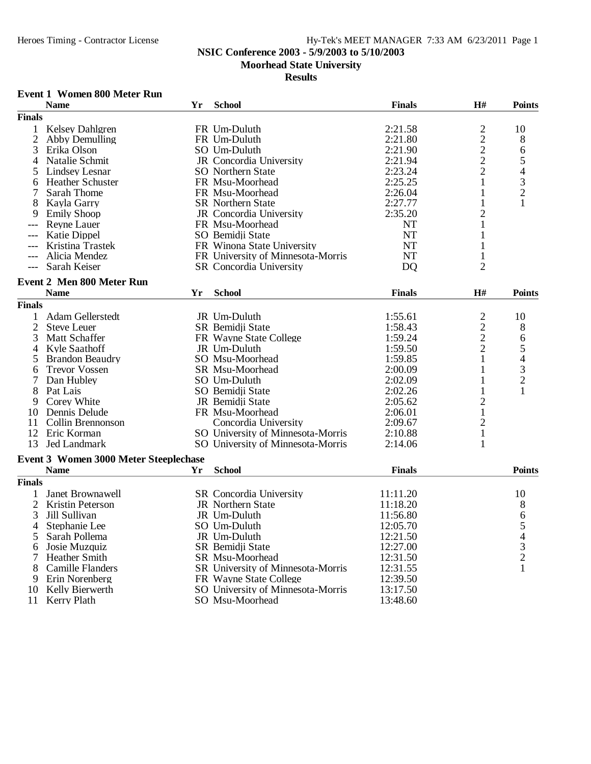## NSIC Conference 2003 - 5/9/2003 to 5/10/2003

### Moorhead State University

### Results

#### Event 1 Women 800 Meter Run

| | Name | Yr | School | Finals | H# | Points |
|---|---|---|---|---|---|---|
| **Finals** | | | | | | |
| 1 | Kelsey Dahlgren | FR | Um-Duluth | 2:21.58 | 2 | 10 |
| 2 | Abby Demulling | FR | Um-Duluth | 2:21.80 | 2 | 8 |
| 3 | Erika Olson | SO | Um-Duluth | 2:21.90 | 2 | 6 |
| 4 | Natalie Schmit | JR | Concordia University | 2:21.94 | 2 | 5 |
| 5 | Lindsey Lesnar | SO | Northern State | 2:23.24 | 2 | 4 |
| 6 | Heather Schuster | FR | Msu-Moorhead | 2:25.25 | 1 | 3 |
| 7 | Sarah Thome | FR | Msu-Moorhead | 2:26.04 | 1 | 2 |
| 8 | Kayla Garry | SR | Northern State | 2:27.77 | 1 | 1 |
| 9 | Emily Shoop | JR | Concordia University | 2:35.20 | 2 | |
| --- | Reyne Lauer | FR | Msu-Moorhead | NT | 1 | |
| --- | Katie Dippel | SO | Bemidji State | NT | 1 | |
| --- | Kristina Trastek | FR | Winona State University | NT | 1 | |
| --- | Alicia Mendez | FR | University of Minnesota-Morris | NT | 1 | |
| --- | Sarah Keiser | SR | Concordia University | DQ | 2 | |

#### Event 2 Men 800 Meter Run

| | Name | Yr | School | Finals | H# | Points |
|---|---|---|---|---|---|---|
| **Finals** | | | | | | |
| 1 | Adam Gellerstedt | JR | Um-Duluth | 1:55.61 | 2 | 10 |
| 2 | Steve Leuer | SR | Bemidji State | 1:58.43 | 2 | 8 |
| 3 | Matt Schaffer | FR | Wayne State College | 1:59.24 | 2 | 6 |
| 4 | Kyle Saathoff | JR | Um-Duluth | 1:59.50 | 2 | 5 |
| 5 | Brandon Beaudry | SO | Msu-Moorhead | 1:59.85 | 1 | 4 |
| 6 | Trevor Vossen | SR | Msu-Moorhead | 2:00.09 | 1 | 3 |
| 7 | Dan Hubley | SO | Um-Duluth | 2:02.09 | 1 | 2 |
| 8 | Pat Lais | SO | Bemidji State | 2:02.26 | 1 | 1 |
| 9 | Corey White | JR | Bemidji State | 2:05.62 | 2 | |
| 10 | Dennis Delude | FR | Msu-Moorhead | 2:06.01 | 1 | |
| 11 | Collin Brennonson | | Concordia University | 2:09.67 | 2 | |
| 12 | Eric Korman | SO | University of Minnesota-Morris | 2:10.88 | 1 | |
| 13 | Jed Landmark | SO | University of Minnesota-Morris | 2:14.06 | 1 | |

#### Event 3 Women 3000 Meter Steeplechase

| | Name | Yr | School | Finals | Points |
|---|---|---|---|---|---|
| **Finals** | | | | | |
| 1 | Janet Brownawell | SR | Concordia University | 11:11.20 | 10 |
| 2 | Kristin Peterson | JR | Northern State | 11:18.20 | 8 |
| 3 | Jill Sullivan | JR | Um-Duluth | 11:56.80 | 6 |
| 4 | Stephanie Lee | SO | Um-Duluth | 12:05.70 | 5 |
| 5 | Sarah Pollema | JR | Um-Duluth | 12:21.50 | 4 |
| 6 | Josie Muzquiz | SR | Bemidji State | 12:27.00 | 3 |
| 7 | Heather Smith | SR | Msu-Moorhead | 12:31.50 | 2 |
| 8 | Camille Flanders | SR | University of Minnesota-Morris | 12:31.55 | 1 |
| 9 | Erin Norenberg | FR | Wayne State College | 12:39.50 | |
| 10 | Kelly Bierwerth | SO | University of Minnesota-Morris | 13:17.50 | |
| 11 | Kerry Plath | SO | Msu-Moorhead | 13:48.60 | |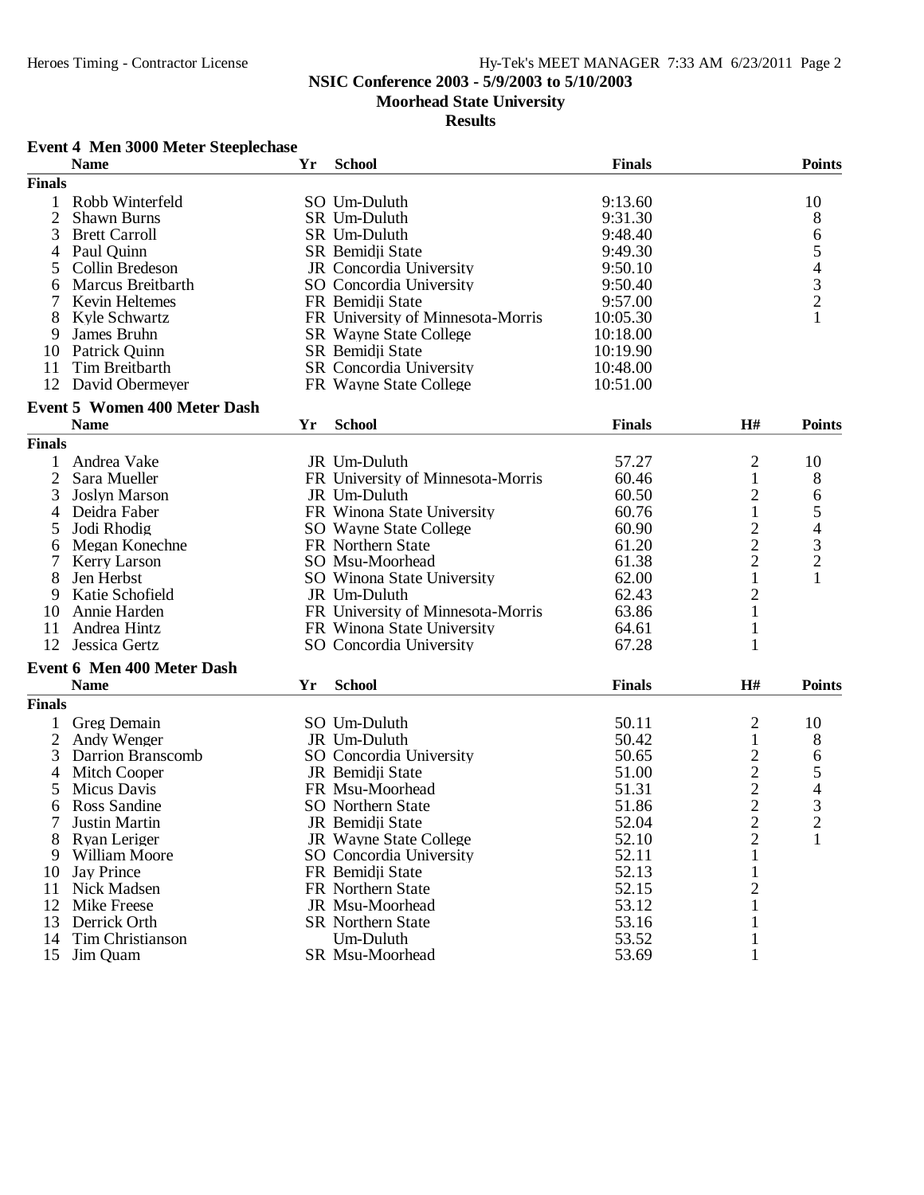**NSIC Conference 2003 - 5/9/2003 to 5/10/2003**

**Moorhead State University**

**Results**

### Event 4 Men 3000 Meter Steeplechase

| | Name | Yr | School | Finals | Points |
|---|---|---|---|---|---|
| **Finals** | | | | | |
| 1 | Robb Winterfeld | SO | Um-Duluth | 9:13.60 | 10 |
| 2 | Shawn Burns | SR | Um-Duluth | 9:31.30 | 8 |
| 3 | Brett Carroll | SR | Um-Duluth | 9:48.40 | 6 |
| 4 | Paul Quinn | SR | Bemidji State | 9:49.30 | 5 |
| 5 | Collin Bredeson | JR | Concordia University | 9:50.10 | 4 |
| 6 | Marcus Breitbarth | SO | Concordia University | 9:50.40 | 3 |
| 7 | Kevin Heltemes | FR | Bemidji State | 9:57.00 | 2 |
| 8 | Kyle Schwartz | FR | University of Minnesota-Morris | 10:05.30 | 1 |
| 9 | James Bruhn | SR | Wayne State College | 10:18.00 | |
| 10 | Patrick Quinn | SR | Bemidji State | 10:19.90 | |
| 11 | Tim Breitbarth | SR | Concordia University | 10:48.00 | |
| 12 | David Obermeyer | FR | Wayne State College | 10:51.00 | |

### Event 5 Women 400 Meter Dash

| | Name | Yr | School | Finals | H# | Points |
|---|---|---|---|---|---|---|
| **Finals** | | | | | | |
| 1 | Andrea Vake | JR | Um-Duluth | 57.27 | 2 | 10 |
| 2 | Sara Mueller | FR | University of Minnesota-Morris | 60.46 | 1 | 8 |
| 3 | Joslyn Marson | JR | Um-Duluth | 60.50 | 2 | 6 |
| 4 | Deidra Faber | FR | Winona State University | 60.76 | 1 | 5 |
| 5 | Jodi Rhodig | SO | Wayne State College | 60.90 | 2 | 4 |
| 6 | Megan Konechne | FR | Northern State | 61.20 | 2 | 3 |
| 7 | Kerry Larson | SO | Msu-Moorhead | 61.38 | 2 | 2 |
| 8 | Jen Herbst | SO | Winona State University | 62.00 | 1 | 1 |
| 9 | Katie Schofield | JR | Um-Duluth | 62.43 | 2 | |
| 10 | Annie Harden | FR | University of Minnesota-Morris | 63.86 | 1 | |
| 11 | Andrea Hintz | FR | Winona State University | 64.61 | 1 | |
| 12 | Jessica Gertz | SO | Concordia University | 67.28 | 1 | |

### Event 6 Men 400 Meter Dash

| | Name | Yr | School | Finals | H# | Points |
|---|---|---|---|---|---|---|
| **Finals** | | | | | | |
| 1 | Greg Demain | SO | Um-Duluth | 50.11 | 2 | 10 |
| 2 | Andy Wenger | JR | Um-Duluth | 50.42 | 1 | 8 |
| 3 | Darrion Branscomb | SO | Concordia University | 50.65 | 2 | 6 |
| 4 | Mitch Cooper | JR | Bemidji State | 51.00 | 2 | 5 |
| 5 | Micus Davis | FR | Msu-Moorhead | 51.31 | 2 | 4 |
| 6 | Ross Sandine | SO | Northern State | 51.86 | 2 | 3 |
| 7 | Justin Martin | JR | Bemidji State | 52.04 | 2 | 2 |
| 8 | Ryan Leriger | JR | Wayne State College | 52.10 | 2 | 1 |
| 9 | William Moore | SO | Concordia University | 52.11 | 1 | |
| 10 | Jay Prince | FR | Bemidji State | 52.13 | 1 | |
| 11 | Nick Madsen | FR | Northern State | 52.15 | 2 | |
| 12 | Mike Freese | JR | Msu-Moorhead | 53.12 | 1 | |
| 13 | Derrick Orth | SR | Northern State | 53.16 | 1 | |
| 14 | Tim Christianson | | Um-Duluth | 53.52 | 1 | |
| 15 | Jim Quam | SR | Msu-Moorhead | 53.69 | 1 | |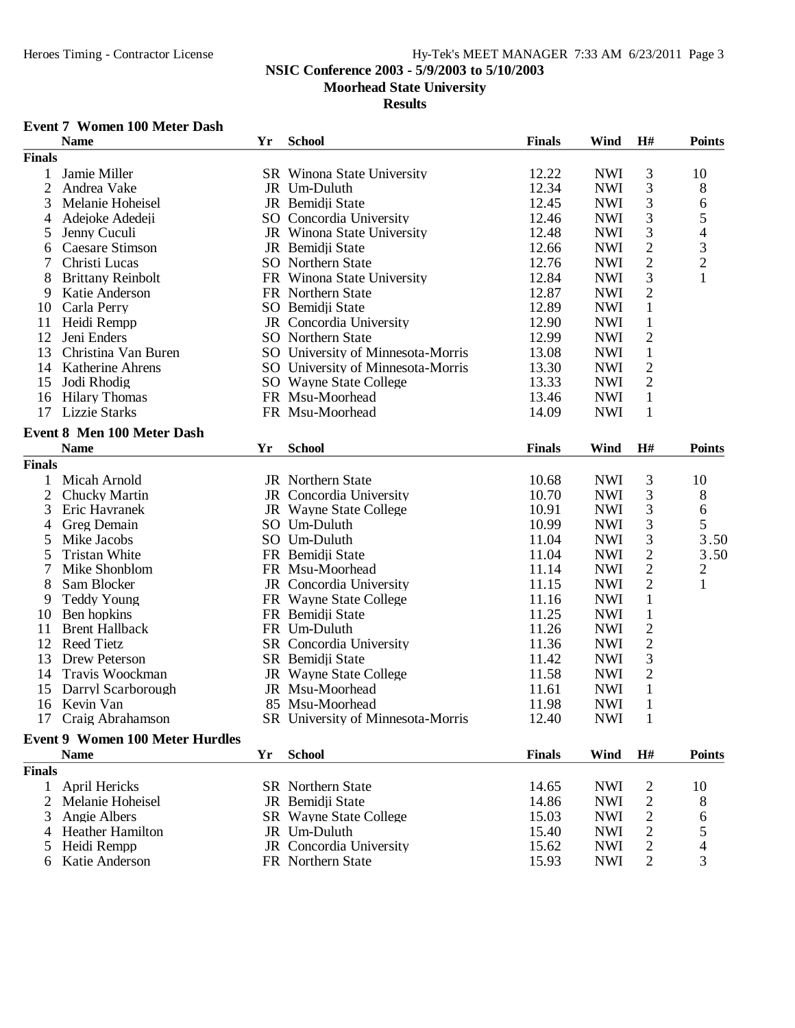### Event 7 Women 100 Meter Dash

| | Name | Yr | School | Finals | Wind | H# | Points |
|---|---|---|---|---|---|---|---|
| **Finals** | | | | | | | |
| 1 | Jamie Miller | SR | Winona State University | 12.22 | NWI | 3 | 10 |
| 2 | Andrea Vake | JR | Um-Duluth | 12.34 | NWI | 3 | 8 |
| 3 | Melanie Hoheisel | JR | Bemidji State | 12.45 | NWI | 3 | 6 |
| 4 | Adejoke Adedeji | SO | Concordia University | 12.46 | NWI | 3 | 5 |
| 5 | Jenny Cuculi | JR | Winona State University | 12.48 | NWI | 3 | 4 |
| 6 | Caesare Stimson | JR | Bemidji State | 12.66 | NWI | 2 | 3 |
| 7 | Christi Lucas | SO | Northern State | 12.76 | NWI | 2 | 2 |
| 8 | Brittany Reinbolt | FR | Winona State University | 12.84 | NWI | 3 | 1 |
| 9 | Katie Anderson | FR | Northern State | 12.87 | NWI | 2 | |
| 10 | Carla Perry | SO | Bemidji State | 12.89 | NWI | 1 | |
| 11 | Heidi Rempp | JR | Concordia University | 12.90 | NWI | 1 | |
| 12 | Jeni Enders | SO | Northern State | 12.99 | NWI | 2 | |
| 13 | Christina Van Buren | SO | University of Minnesota-Morris | 13.08 | NWI | 1 | |
| 14 | Katherine Ahrens | SO | University of Minnesota-Morris | 13.30 | NWI | 2 | |
| 15 | Jodi Rhodig | SO | Wayne State College | 13.33 | NWI | 2 | |
| 16 | Hilary Thomas | FR | Msu-Moorhead | 13.46 | NWI | 1 | |
| 17 | Lizzie Starks | FR | Msu-Moorhead | 14.09 | NWI | 1 | |

### Event 8 Men 100 Meter Dash

| | Name | Yr | School | Finals | Wind | H# | Points |
|---|---|---|---|---|---|---|---|
| **Finals** | | | | | | | |
| 1 | Micah Arnold | JR | Northern State | 10.68 | NWI | 3 | 10 |
| 2 | Chucky Martin | JR | Concordia University | 10.70 | NWI | 3 | 8 |
| 3 | Eric Havranek | JR | Wayne State College | 10.91 | NWI | 3 | 6 |
| 4 | Greg Demain | SO | Um-Duluth | 10.99 | NWI | 3 | 5 |
| 5 | Mike Jacobs | SO | Um-Duluth | 11.04 | NWI | 3 | 3.50 |
| 5 | Tristan White | FR | Bemidji State | 11.04 | NWI | 2 | 3.50 |
| 7 | Mike Shonblom | FR | Msu-Moorhead | 11.14 | NWI | 2 | 2 |
| 8 | Sam Blocker | JR | Concordia University | 11.15 | NWI | 2 | 1 |
| 9 | Teddy Young | FR | Wayne State College | 11.16 | NWI | 1 | |
| 10 | Ben hopkins | FR | Bemidji State | 11.25 | NWI | 1 | |
| 11 | Brent Hallback | FR | Um-Duluth | 11.26 | NWI | 2 | |
| 12 | Reed Tietz | SR | Concordia University | 11.36 | NWI | 2 | |
| 13 | Drew Peterson | SR | Bemidji State | 11.42 | NWI | 3 | |
| 14 | Travis Woockman | JR | Wayne State College | 11.58 | NWI | 2 | |
| 15 | Darryl Scarborough | JR | Msu-Moorhead | 11.61 | NWI | 1 | |
| 16 | Kevin Van | 85 | Msu-Moorhead | 11.98 | NWI | 1 | |
| 17 | Craig Abrahamson | SR | University of Minnesota-Morris | 12.40 | NWI | 1 | |

### Event 9 Women 100 Meter Hurdles

| | Name | Yr | School | Finals | Wind | H# | Points |
|---|---|---|---|---|---|---|---|
| **Finals** | | | | | | | |
| 1 | April Hericks | SR | Northern State | 14.65 | NWI | 2 | 10 |
| 2 | Melanie Hoheisel | JR | Bemidji State | 14.86 | NWI | 2 | 8 |
| 3 | Angie Albers | SR | Wayne State College | 15.03 | NWI | 2 | 6 |
| 4 | Heather Hamilton | JR | Um-Duluth | 15.40 | NWI | 2 | 5 |
| 5 | Heidi Rempp | JR | Concordia University | 15.62 | NWI | 2 | 4 |
| 6 | Katie Anderson | FR | Northern State | 15.93 | NWI | 2 | 3 |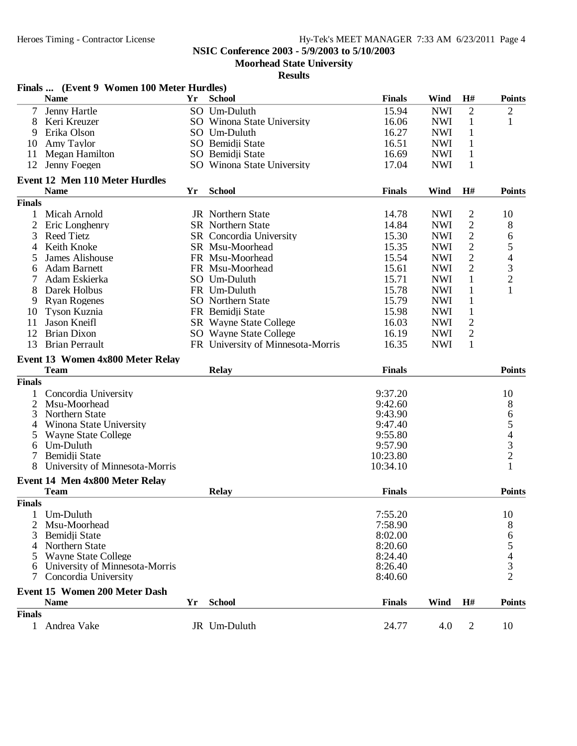**NSIC Conference 2003 - 5/9/2003 to 5/10/2003**
**Moorhead State University**
**Results**

### Finals ... (Event 9 Women 100 Meter Hurdles)

| | Name | Yr | School | Finals | Wind | H# | Points |
|---|---|---|---|---|---|---|---|
| 7 | Jenny Hartle | SO | Um-Duluth | 15.94 | NWI | 2 | 2 |
| 8 | Keri Kreuzer | SO | Winona State University | 16.06 | NWI | 1 | 1 |
| 9 | Erika Olson | SO | Um-Duluth | 16.27 | NWI | 1 | |
| 10 | Amy Taylor | SO | Bemidji State | 16.51 | NWI | 1 | |
| 11 | Megan Hamilton | SO | Bemidji State | 16.69 | NWI | 1 | |
| 12 | Jenny Foegen | SO | Winona State University | 17.04 | NWI | 1 | |

### Event 12 Men 110 Meter Hurdles

| | Name | Yr | School | Finals | Wind | H# | Points |
|---|---|---|---|---|---|---|---|
| **Finals** | | | | | | | |
| 1 | Micah Arnold | JR | Northern State | 14.78 | NWI | 2 | 10 |
| 2 | Eric Longhenry | SR | Northern State | 14.84 | NWI | 2 | 8 |
| 3 | Reed Tietz | SR | Concordia University | 15.30 | NWI | 2 | 6 |
| 4 | Keith Knoke | SR | Msu-Moorhead | 15.35 | NWI | 2 | 5 |
| 5 | James Alishouse | FR | Msu-Moorhead | 15.54 | NWI | 2 | 4 |
| 6 | Adam Barnett | FR | Msu-Moorhead | 15.61 | NWI | 2 | 3 |
| 7 | Adam Eskierka | SO | Um-Duluth | 15.71 | NWI | 1 | 2 |
| 8 | Darek Holbus | FR | Um-Duluth | 15.78 | NWI | 1 | 1 |
| 9 | Ryan Rogenes | SO | Northern State | 15.79 | NWI | 1 | |
| 10 | Tyson Kuznia | FR | Bemidji State | 15.98 | NWI | 1 | |
| 11 | Jason Kneifl | SR | Wayne State College | 16.03 | NWI | 2 | |
| 12 | Brian Dixon | SO | Wayne State College | 16.19 | NWI | 2 | |
| 13 | Brian Perrault | FR | University of Minnesota-Morris | 16.35 | NWI | 1 | |

### Event 13 Women 4x800 Meter Relay

| | Team | Relay | Finals | Points |
|---|---|---|---|---|
| **Finals** | | | | |
| 1 | Concordia University | | 9:37.20 | 10 |
| 2 | Msu-Moorhead | | 9:42.60 | 8 |
| 3 | Northern State | | 9:43.90 | 6 |
| 4 | Winona State University | | 9:47.40 | 5 |
| 5 | Wayne State College | | 9:55.80 | 4 |
| 6 | Um-Duluth | | 9:57.90 | 3 |
| 7 | Bemidji State | | 10:23.80 | 2 |
| 8 | University of Minnesota-Morris | | 10:34.10 | 1 |

### Event 14 Men 4x800 Meter Relay

| | Team | Relay | Finals | Points |
|---|---|---|---|---|
| **Finals** | | | | |
| 1 | Um-Duluth | | 7:55.20 | 10 |
| 2 | Msu-Moorhead | | 7:58.90 | 8 |
| 3 | Bemidji State | | 8:02.00 | 6 |
| 4 | Northern State | | 8:20.60 | 5 |
| 5 | Wayne State College | | 8:24.40 | 4 |
| 6 | University of Minnesota-Morris | | 8:26.40 | 3 |
| 7 | Concordia University | | 8:40.60 | 2 |

### Event 15 Women 200 Meter Dash

| | Name | Yr | School | Finals | Wind | H# | Points |
|---|---|---|---|---|---|---|---|
| **Finals** | | | | | | | |
| 1 | Andrea Vake | JR | Um-Duluth | 24.77 | 4.0 | 2 | 10 |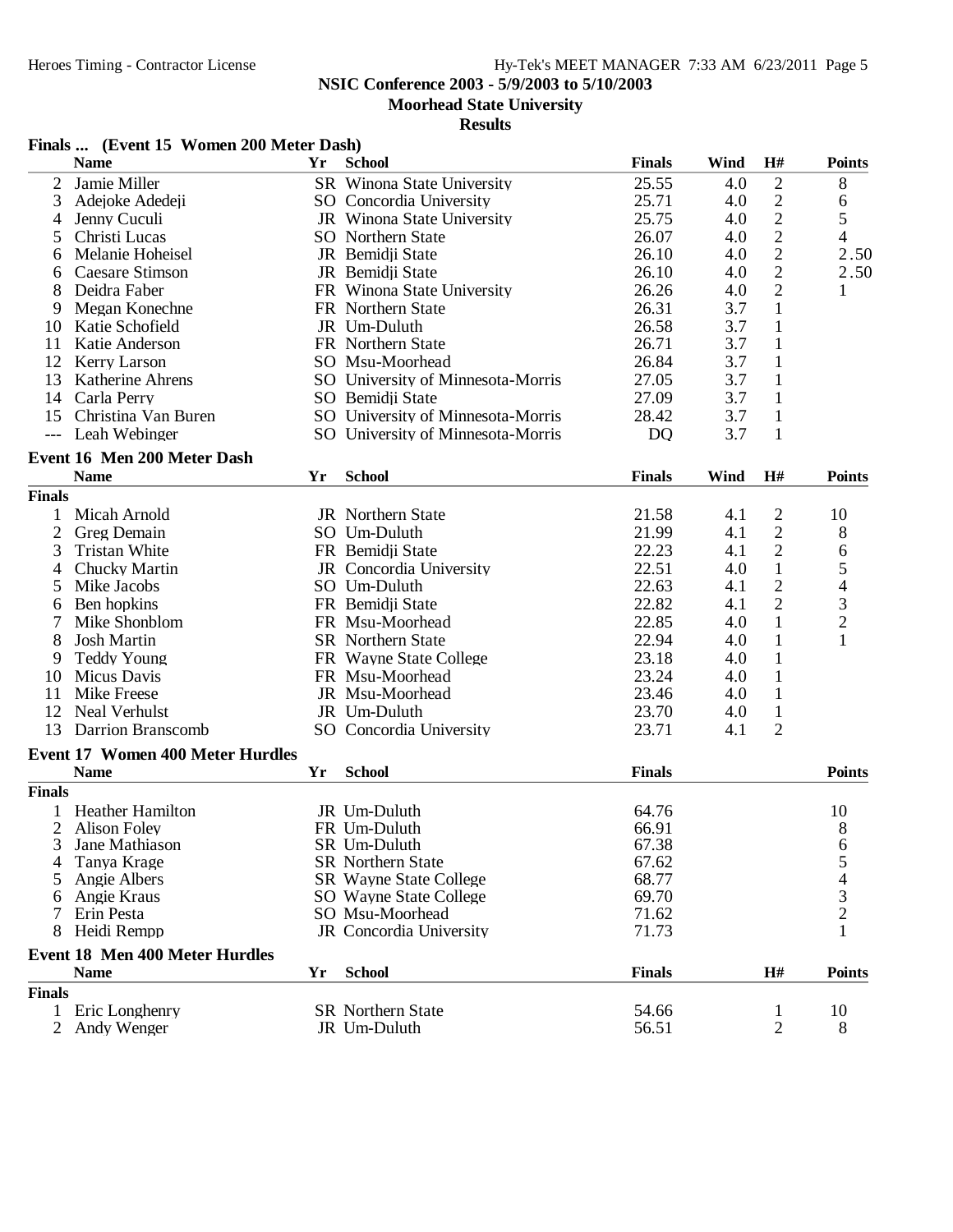NSIC Conference 2003 - 5/9/2003 to 5/10/2003

Moorhead State University

Results

### Finals ... (Event 15 Women 200 Meter Dash)

| | Name | Yr | School | Finals | Wind | H# | Points |
|---|---|---|---|---|---|---|---|
| 2 | Jamie Miller | SR | Winona State University | 25.55 | 4.0 | 2 | 8 |
| 3 | Adejoke Adedeji | SO | Concordia University | 25.71 | 4.0 | 2 | 6 |
| 4 | Jenny Cuculi | JR | Winona State University | 25.75 | 4.0 | 2 | 5 |
| 5 | Christi Lucas | SO | Northern State | 26.07 | 4.0 | 2 | 4 |
| 6 | Melanie Hoheisel | JR | Bemidji State | 26.10 | 4.0 | 2 | 2.50 |
| 6 | Caesare Stimson | JR | Bemidji State | 26.10 | 4.0 | 2 | 2.50 |
| 8 | Deidra Faber | FR | Winona State University | 26.26 | 4.0 | 2 | 1 |
| 9 | Megan Konechne | FR | Northern State | 26.31 | 3.7 | 1 | |
| 10 | Katie Schofield | JR | Um-Duluth | 26.58 | 3.7 | 1 | |
| 11 | Katie Anderson | FR | Northern State | 26.71 | 3.7 | 1 | |
| 12 | Kerry Larson | SO | Msu-Moorhead | 26.84 | 3.7 | 1 | |
| 13 | Katherine Ahrens | SO | University of Minnesota-Morris | 27.05 | 3.7 | 1 | |
| 14 | Carla Perry | SO | Bemidji State | 27.09 | 3.7 | 1 | |
| 15 | Christina Van Buren | SO | University of Minnesota-Morris | 28.42 | 3.7 | 1 | |
| --- | Leah Webinger | SO | University of Minnesota-Morris | DQ | 3.7 | 1 | |

### Event 16 Men 200 Meter Dash

| | Name | Yr | School | Finals | Wind | H# | Points |
|---|---|---|---|---|---|---|---|
| **Finals** | | | | | | | |
| 1 | Micah Arnold | JR | Northern State | 21.58 | 4.1 | 2 | 10 |
| 2 | Greg Demain | SO | Um-Duluth | 21.99 | 4.1 | 2 | 8 |
| 3 | Tristan White | FR | Bemidji State | 22.23 | 4.1 | 2 | 6 |
| 4 | Chucky Martin | JR | Concordia University | 22.51 | 4.0 | 1 | 5 |
| 5 | Mike Jacobs | SO | Um-Duluth | 22.63 | 4.1 | 2 | 4 |
| 6 | Ben hopkins | FR | Bemidji State | 22.82 | 4.1 | 2 | 3 |
| 7 | Mike Shonblom | FR | Msu-Moorhead | 22.85 | 4.0 | 1 | 2 |
| 8 | Josh Martin | SR | Northern State | 22.94 | 4.0 | 1 | 1 |
| 9 | Teddy Young | FR | Wayne State College | 23.18 | 4.0 | 1 | |
| 10 | Micus Davis | FR | Msu-Moorhead | 23.24 | 4.0 | 1 | |
| 11 | Mike Freese | JR | Msu-Moorhead | 23.46 | 4.0 | 1 | |
| 12 | Neal Verhulst | JR | Um-Duluth | 23.70 | 4.0 | 1 | |
| 13 | Darrion Branscomb | SO | Concordia University | 23.71 | 4.1 | 2 | |

### Event 17 Women 400 Meter Hurdles

| | Name | Yr | School | Finals | Points |
|---|---|---|---|---|---|
| **Finals** | | | | | |
| 1 | Heather Hamilton | JR | Um-Duluth | 64.76 | 10 |
| 2 | Alison Foley | FR | Um-Duluth | 66.91 | 8 |
| 3 | Jane Mathiason | SR | Um-Duluth | 67.38 | 6 |
| 4 | Tanya Krage | SR | Northern State | 67.62 | 5 |
| 5 | Angie Albers | SR | Wayne State College | 68.77 | 4 |
| 6 | Angie Kraus | SO | Wayne State College | 69.70 | 3 |
| 7 | Erin Pesta | SO | Msu-Moorhead | 71.62 | 2 |
| 8 | Heidi Rempp | JR | Concordia University | 71.73 | 1 |

### Event 18 Men 400 Meter Hurdles

| | Name | Yr | School | Finals | H# | Points |
|---|---|---|---|---|---|---|
| **Finals** | | | | | | |
| 1 | Eric Longhenry | SR | Northern State | 54.66 | 1 | 10 |
| 2 | Andy Wenger | JR | Um-Duluth | 56.51 | 2 | 8 |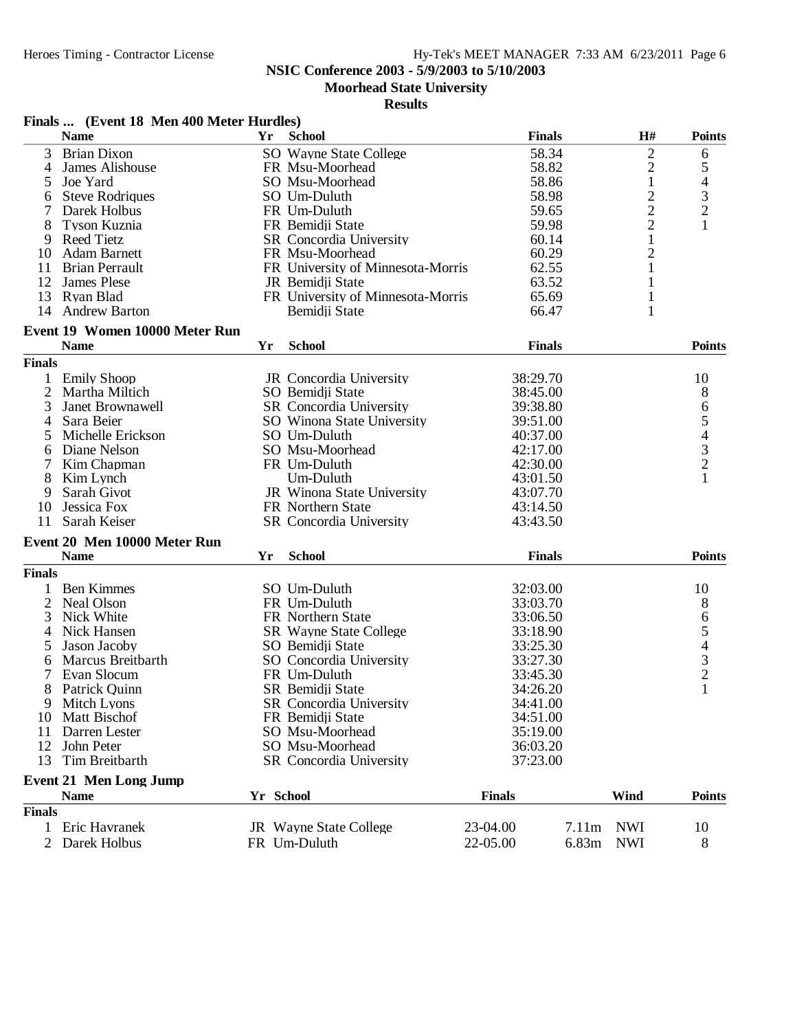**NSIC Conference 2003 - 5/9/2003 to 5/10/2003**

**Moorhead State University**

**Results**

### Finals ... (Event 18 Men 400 Meter Hurdles)

| | Name | Yr | School | Finals | H# | Points |
|---|---|---|---|---|---|---|
| 3 | Brian Dixon | SO | Wayne State College | 58.34 | 2 | 6 |
| 4 | James Alishouse | FR | Msu-Moorhead | 58.82 | 2 | 5 |
| 5 | Joe Yard | SO | Msu-Moorhead | 58.86 | 1 | 4 |
| 6 | Steve Rodriques | SO | Um-Duluth | 58.98 | 2 | 3 |
| 7 | Darek Holbus | FR | Um-Duluth | 59.65 | 2 | 2 |
| 8 | Tyson Kuznia | FR | Bemidji State | 59.98 | 2 | 1 |
| 9 | Reed Tietz | SR | Concordia University | 60.14 | 1 | |
| 10 | Adam Barnett | FR | Msu-Moorhead | 60.29 | 2 | |
| 11 | Brian Perrault | FR | University of Minnesota-Morris | 62.55 | 1 | |
| 12 | James Plese | JR | Bemidji State | 63.52 | 1 | |
| 13 | Ryan Blad | FR | University of Minnesota-Morris | 65.69 | 1 | |
| 14 | Andrew Barton | | Bemidji State | 66.47 | 1 | |

### Event 19 Women 10000 Meter Run

| | Name | Yr | School | Finals | Points |
|---|---|---|---|---|---|
| **Finals** | | | | | |
| 1 | Emily Shoop | JR | Concordia University | 38:29.70 | 10 |
| 2 | Martha Miltich | SO | Bemidji State | 38:45.00 | 8 |
| 3 | Janet Brownawell | SR | Concordia University | 39:38.80 | 6 |
| 4 | Sara Beier | SO | Winona State University | 39:51.00 | 5 |
| 5 | Michelle Erickson | SO | Um-Duluth | 40:37.00 | 4 |
| 6 | Diane Nelson | SO | Msu-Moorhead | 42:17.00 | 3 |
| 7 | Kim Chapman | FR | Um-Duluth | 42:30.00 | 2 |
| 8 | Kim Lynch | | Um-Duluth | 43:01.50 | 1 |
| 9 | Sarah Givot | JR | Winona State University | 43:07.70 | |
| 10 | Jessica Fox | FR | Northern State | 43:14.50 | |
| 11 | Sarah Keiser | SR | Concordia University | 43:43.50 | |

### Event 20 Men 10000 Meter Run

| | Name | Yr | School | Finals | Points |
|---|---|---|---|---|---|
| **Finals** | | | | | |
| 1 | Ben Kimmes | SO | Um-Duluth | 32:03.00 | 10 |
| 2 | Neal Olson | FR | Um-Duluth | 33:03.70 | 8 |
| 3 | Nick White | FR | Northern State | 33:06.50 | 6 |
| 4 | Nick Hansen | SR | Wayne State College | 33:18.90 | 5 |
| 5 | Jason Jacoby | SO | Bemidji State | 33:25.30 | 4 |
| 6 | Marcus Breitbarth | SO | Concordia University | 33:27.30 | 3 |
| 7 | Evan Slocum | FR | Um-Duluth | 33:45.30 | 2 |
| 8 | Patrick Quinn | SR | Bemidji State | 34:26.20 | 1 |
| 9 | Mitch Lyons | SR | Concordia University | 34:41.00 | |
| 10 | Matt Bischof | FR | Bemidji State | 34:51.00 | |
| 11 | Darren Lester | SO | Msu-Moorhead | 35:19.00 | |
| 12 | John Peter | SO | Msu-Moorhead | 36:03.20 | |
| 13 | Tim Breitbarth | SR | Concordia University | 37:23.00 | |

### Event 21 Men Long Jump

| | Name | Yr | School | Finals | | Wind | Points |
|---|---|---|---|---|---|---|---|
| **Finals** | | | | | | | |
| 1 | Eric Havranek | JR | Wayne State College | 23-04.00 | 7.11m | NWI | 10 |
| 2 | Darek Holbus | FR | Um-Duluth | 22-05.00 | 6.83m | NWI | 8 |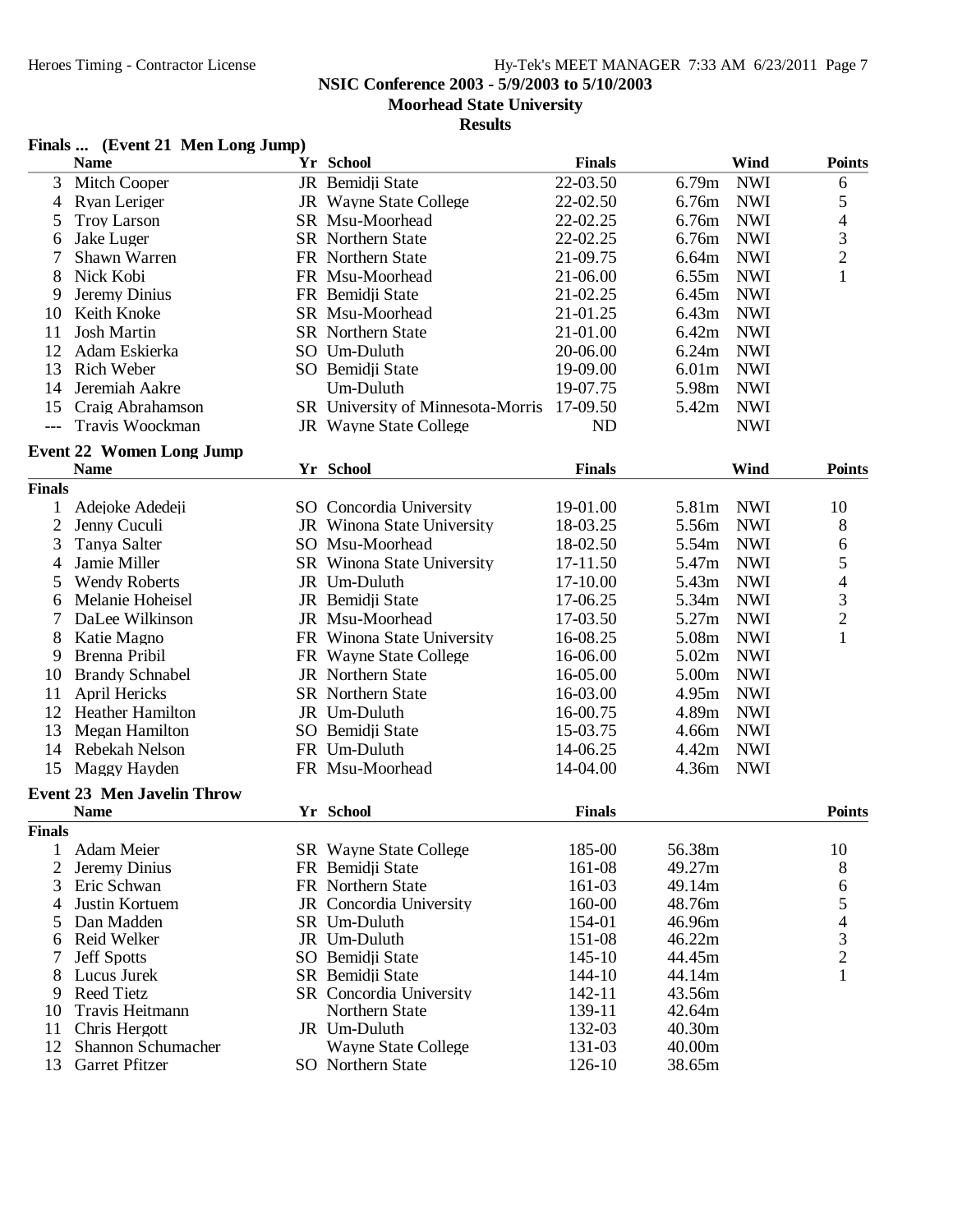## Finals ... (Event 21 Men Long Jump)

| | Name | Yr | School | Finals | | Wind | Points |
|---|---|---|---|---|---|---|---|
| 3 | Mitch Cooper | JR | Bemidji State | 22-03.50 | 6.79m | NWI | 6 |
| 4 | Ryan Leriger | JR | Wayne State College | 22-02.50 | 6.76m | NWI | 5 |
| 5 | Troy Larson | SR | Msu-Moorhead | 22-02.25 | 6.76m | NWI | 4 |
| 6 | Jake Luger | SR | Northern State | 22-02.25 | 6.76m | NWI | 3 |
| 7 | Shawn Warren | FR | Northern State | 21-09.75 | 6.64m | NWI | 2 |
| 8 | Nick Kobi | FR | Msu-Moorhead | 21-06.00 | 6.55m | NWI | 1 |
| 9 | Jeremy Dinius | FR | Bemidji State | 21-02.25 | 6.45m | NWI | |
| 10 | Keith Knoke | SR | Msu-Moorhead | 21-01.25 | 6.43m | NWI | |
| 11 | Josh Martin | SR | Northern State | 21-01.00 | 6.42m | NWI | |
| 12 | Adam Eskierka | SO | Um-Duluth | 20-06.00 | 6.24m | NWI | |
| 13 | Rich Weber | SO | Bemidji State | 19-09.00 | 6.01m | NWI | |
| 14 | Jeremiah Aakre | | Um-Duluth | 19-07.75 | 5.98m | NWI | |
| 15 | Craig Abrahamson | SR | University of Minnesota-Morris | 17-09.50 | 5.42m | NWI | |
| --- | Travis Woockman | JR | Wayne State College | ND | | NWI | |

## Event 22 Women Long Jump

| | Name | Yr | School | Finals | | Wind | Points |
|---|---|---|---|---|---|---|---|
| **Finals** | | | | | | | |
| 1 | Adejoke Adedeji | SO | Concordia University | 19-01.00 | 5.81m | NWI | 10 |
| 2 | Jenny Cuculi | JR | Winona State University | 18-03.25 | 5.56m | NWI | 8 |
| 3 | Tanya Salter | SO | Msu-Moorhead | 18-02.50 | 5.54m | NWI | 6 |
| 4 | Jamie Miller | SR | Winona State University | 17-11.50 | 5.47m | NWI | 5 |
| 5 | Wendy Roberts | JR | Um-Duluth | 17-10.00 | 5.43m | NWI | 4 |
| 6 | Melanie Hoheisel | JR | Bemidji State | 17-06.25 | 5.34m | NWI | 3 |
| 7 | DaLee Wilkinson | JR | Msu-Moorhead | 17-03.50 | 5.27m | NWI | 2 |
| 8 | Katie Magno | FR | Winona State University | 16-08.25 | 5.08m | NWI | 1 |
| 9 | Brenna Pribil | FR | Wayne State College | 16-06.00 | 5.02m | NWI | |
| 10 | Brandy Schnabel | JR | Northern State | 16-05.00 | 5.00m | NWI | |
| 11 | April Hericks | SR | Northern State | 16-03.00 | 4.95m | NWI | |
| 12 | Heather Hamilton | JR | Um-Duluth | 16-00.75 | 4.89m | NWI | |
| 13 | Megan Hamilton | SO | Bemidji State | 15-03.75 | 4.66m | NWI | |
| 14 | Rebekah Nelson | FR | Um-Duluth | 14-06.25 | 4.42m | NWI | |
| 15 | Maggy Hayden | FR | Msu-Moorhead | 14-04.00 | 4.36m | NWI | |

## Event 23 Men Javelin Throw

| | Name | Yr | School | Finals | | Points |
|---|---|---|---|---|---|---|
| **Finals** | | | | | | |
| 1 | Adam Meier | SR | Wayne State College | 185-00 | 56.38m | 10 |
| 2 | Jeremy Dinius | FR | Bemidji State | 161-08 | 49.27m | 8 |
| 3 | Eric Schwan | FR | Northern State | 161-03 | 49.14m | 6 |
| 4 | Justin Kortuem | JR | Concordia University | 160-00 | 48.76m | 5 |
| 5 | Dan Madden | SR | Um-Duluth | 154-01 | 46.96m | 4 |
| 6 | Reid Welker | JR | Um-Duluth | 151-08 | 46.22m | 3 |
| 7 | Jeff Spotts | SO | Bemidji State | 145-10 | 44.45m | 2 |
| 8 | Lucus Jurek | SR | Bemidji State | 144-10 | 44.14m | 1 |
| 9 | Reed Tietz | SR | Concordia University | 142-11 | 43.56m | |
| 10 | Travis Heitmann | | Northern State | 139-11 | 42.64m | |
| 11 | Chris Hergott | JR | Um-Duluth | 132-03 | 40.30m | |
| 12 | Shannon Schumacher | | Wayne State College | 131-03 | 40.00m | |
| 13 | Garret Pfitzer | SO | Northern State | 126-10 | 38.65m | |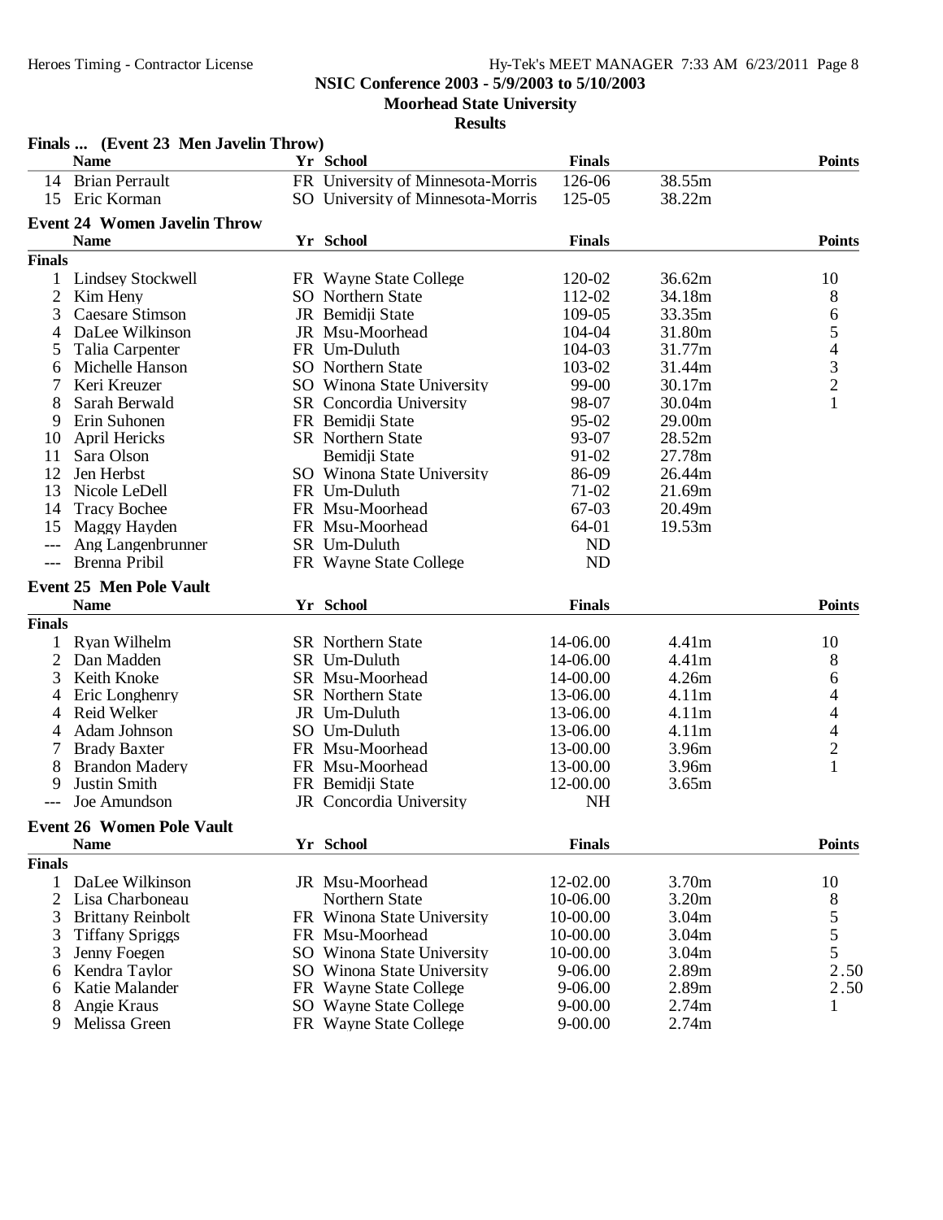## NSIC Conference 2003 - 5/9/2003 to 5/10/2003

**Moorhead State University**

**Results**

### Finals ... (Event 23 Men Javelin Throw)

| | Name | Yr | School | Finals | | Points |
|---|---|---|---|---|---|---|
| 14 | Brian Perrault | FR | University of Minnesota-Morris | 126-06 | 38.55m | |
| 15 | Eric Korman | SO | University of Minnesota-Morris | 125-05 | 38.22m | |

### Event 24 Women Javelin Throw

| | Name | Yr | School | Finals | | Points |
|---|---|---|---|---|---|---|
| **Finals** | | | | | | |
| 1 | Lindsey Stockwell | FR | Wayne State College | 120-02 | 36.62m | 10 |
| 2 | Kim Heny | SO | Northern State | 112-02 | 34.18m | 8 |
| 3 | Caesare Stimson | JR | Bemidji State | 109-05 | 33.35m | 6 |
| 4 | DaLee Wilkinson | JR | Msu-Moorhead | 104-04 | 31.80m | 5 |
| 5 | Talia Carpenter | FR | Um-Duluth | 104-03 | 31.77m | 4 |
| 6 | Michelle Hanson | SO | Northern State | 103-02 | 31.44m | 3 |
| 7 | Keri Kreuzer | SO | Winona State University | 99-00 | 30.17m | 2 |
| 8 | Sarah Berwald | SR | Concordia University | 98-07 | 30.04m | 1 |
| 9 | Erin Suhonen | FR | Bemidji State | 95-02 | 29.00m | |
| 10 | April Hericks | SR | Northern State | 93-07 | 28.52m | |
| 11 | Sara Olson | | Bemidji State | 91-02 | 27.78m | |
| 12 | Jen Herbst | SO | Winona State University | 86-09 | 26.44m | |
| 13 | Nicole LeDell | FR | Um-Duluth | 71-02 | 21.69m | |
| 14 | Tracy Bochee | FR | Msu-Moorhead | 67-03 | 20.49m | |
| 15 | Maggy Hayden | FR | Msu-Moorhead | 64-01 | 19.53m | |
| --- | Ang Langenbrunner | SR | Um-Duluth | ND | | |
| --- | Brenna Pribil | FR | Wayne State College | ND | | |

### Event 25 Men Pole Vault

| | Name | Yr | School | Finals | | Points |
|---|---|---|---|---|---|---|
| **Finals** | | | | | | |
| 1 | Ryan Wilhelm | SR | Northern State | 14-06.00 | 4.41m | 10 |
| 2 | Dan Madden | SR | Um-Duluth | 14-06.00 | 4.41m | 8 |
| 3 | Keith Knoke | SR | Msu-Moorhead | 14-00.00 | 4.26m | 6 |
| 4 | Eric Longhenry | SR | Northern State | 13-06.00 | 4.11m | 4 |
| 4 | Reid Welker | JR | Um-Duluth | 13-06.00 | 4.11m | 4 |
| 4 | Adam Johnson | SO | Um-Duluth | 13-06.00 | 4.11m | 4 |
| 7 | Brady Baxter | FR | Msu-Moorhead | 13-00.00 | 3.96m | 2 |
| 8 | Brandon Madery | FR | Msu-Moorhead | 13-00.00 | 3.96m | 1 |
| 9 | Justin Smith | FR | Bemidji State | 12-00.00 | 3.65m | |
| --- | Joe Amundson | JR | Concordia University | NH | | |

### Event 26 Women Pole Vault

| | Name | Yr | School | Finals | | Points |
|---|---|---|---|---|---|---|
| **Finals** | | | | | | |
| 1 | DaLee Wilkinson | JR | Msu-Moorhead | 12-02.00 | 3.70m | 10 |
| 2 | Lisa Charboneau | | Northern State | 10-06.00 | 3.20m | 8 |
| 3 | Brittany Reinbolt | FR | Winona State University | 10-00.00 | 3.04m | 5 |
| 3 | Tiffany Spriggs | FR | Msu-Moorhead | 10-00.00 | 3.04m | 5 |
| 3 | Jenny Foegen | SO | Winona State University | 10-00.00 | 3.04m | 5 |
| 6 | Kendra Taylor | SO | Winona State University | 9-06.00 | 2.89m | 2.50 |
| 6 | Katie Malander | FR | Wayne State College | 9-06.00 | 2.89m | 2.50 |
| 8 | Angie Kraus | SO | Wayne State College | 9-00.00 | 2.74m | 1 |
| 9 | Melissa Green | FR | Wayne State College | 9-00.00 | 2.74m | |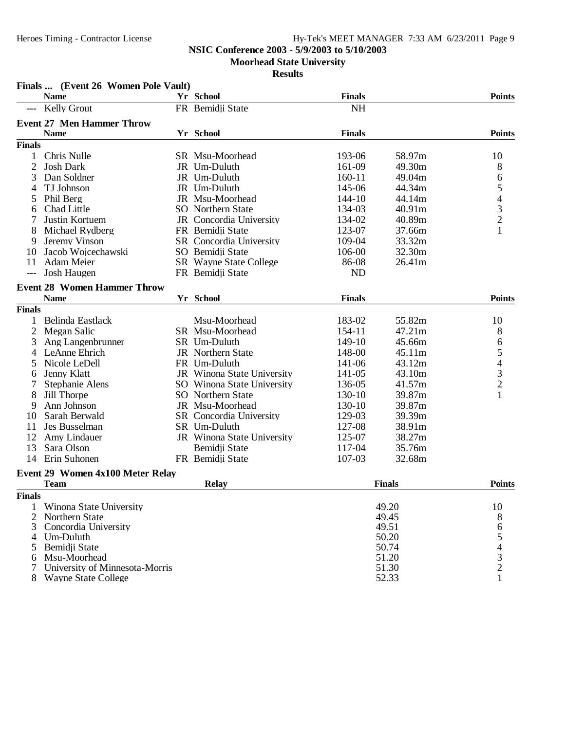## NSIC Conference 2003 - 5/9/2003 to 5/10/2003

### Moorhead State University

### Results

**Finals ... (Event 26 Women Pole Vault)**

| | Name | Yr | School | Finals | | Points |
|---|---|---|---|---|---|---|
| --- | Kelly Grout | FR | Bemidji State | NH | | |

**Event 27 Men Hammer Throw**

| | Name | Yr | School | Finals | | Points |
|---|---|---|---|---|---|---|
| **Finals** | | | | | | |
| 1 | Chris Nulle | SR | Msu-Moorhead | 193-06 | 58.97m | 10 |
| 2 | Josh Dark | JR | Um-Duluth | 161-09 | 49.30m | 8 |
| 3 | Dan Soldner | JR | Um-Duluth | 160-11 | 49.04m | 6 |
| 4 | TJ Johnson | JR | Um-Duluth | 145-06 | 44.34m | 5 |
| 5 | Phil Berg | JR | Msu-Moorhead | 144-10 | 44.14m | 4 |
| 6 | Chad Little | SO | Northern State | 134-03 | 40.91m | 3 |
| 7 | Justin Kortuem | JR | Concordia University | 134-02 | 40.89m | 2 |
| 8 | Michael Rydberg | FR | Bemidji State | 123-07 | 37.66m | 1 |
| 9 | Jeremy Vinson | SR | Concordia University | 109-04 | 33.32m | |
| 10 | Jacob Wojcechawski | SO | Bemidji State | 106-00 | 32.30m | |
| 11 | Adam Meier | SR | Wayne State College | 86-08 | 26.41m | |
| --- | Josh Haugen | FR | Bemidji State | ND | | |

**Event 28 Women Hammer Throw**

| | Name | Yr | School | Finals | | Points |
|---|---|---|---|---|---|---|
| **Finals** | | | | | | |
| 1 | Belinda Eastlack | | Msu-Moorhead | 183-02 | 55.82m | 10 |
| 2 | Megan Salic | SR | Msu-Moorhead | 154-11 | 47.21m | 8 |
| 3 | Ang Langenbrunner | SR | Um-Duluth | 149-10 | 45.66m | 6 |
| 4 | LeAnne Ehrich | JR | Northern State | 148-00 | 45.11m | 5 |
| 5 | Nicole LeDell | FR | Um-Duluth | 141-06 | 43.12m | 4 |
| 6 | Jenny Klatt | JR | Winona State University | 141-05 | 43.10m | 3 |
| 7 | Stephanie Alens | SO | Winona State University | 136-05 | 41.57m | 2 |
| 8 | Jill Thorpe | SO | Northern State | 130-10 | 39.87m | 1 |
| 9 | Ann Johnson | JR | Msu-Moorhead | 130-10 | 39.87m | |
| 10 | Sarah Berwald | SR | Concordia University | 129-03 | 39.39m | |
| 11 | Jes Busselman | SR | Um-Duluth | 127-08 | 38.91m | |
| 12 | Amy Lindauer | JR | Winona State University | 125-07 | 38.27m | |
| 13 | Sara Olson | | Bemidji State | 117-04 | 35.76m | |
| 14 | Erin Suhonen | FR | Bemidji State | 107-03 | 32.68m | |

**Event 29 Women 4x100 Meter Relay**

| | Team | Relay | Finals | Points |
|---|---|---|---|---|
| **Finals** | | | | |
| 1 | Winona State University | | 49.20 | 10 |
| 2 | Northern State | | 49.45 | 8 |
| 3 | Concordia University | | 49.51 | 6 |
| 4 | Um-Duluth | | 50.20 | 5 |
| 5 | Bemidji State | | 50.74 | 4 |
| 6 | Msu-Moorhead | | 51.20 | 3 |
| 7 | University of Minnesota-Morris | | 51.30 | 2 |
| 8 | Wayne State College | | 52.33 | 1 |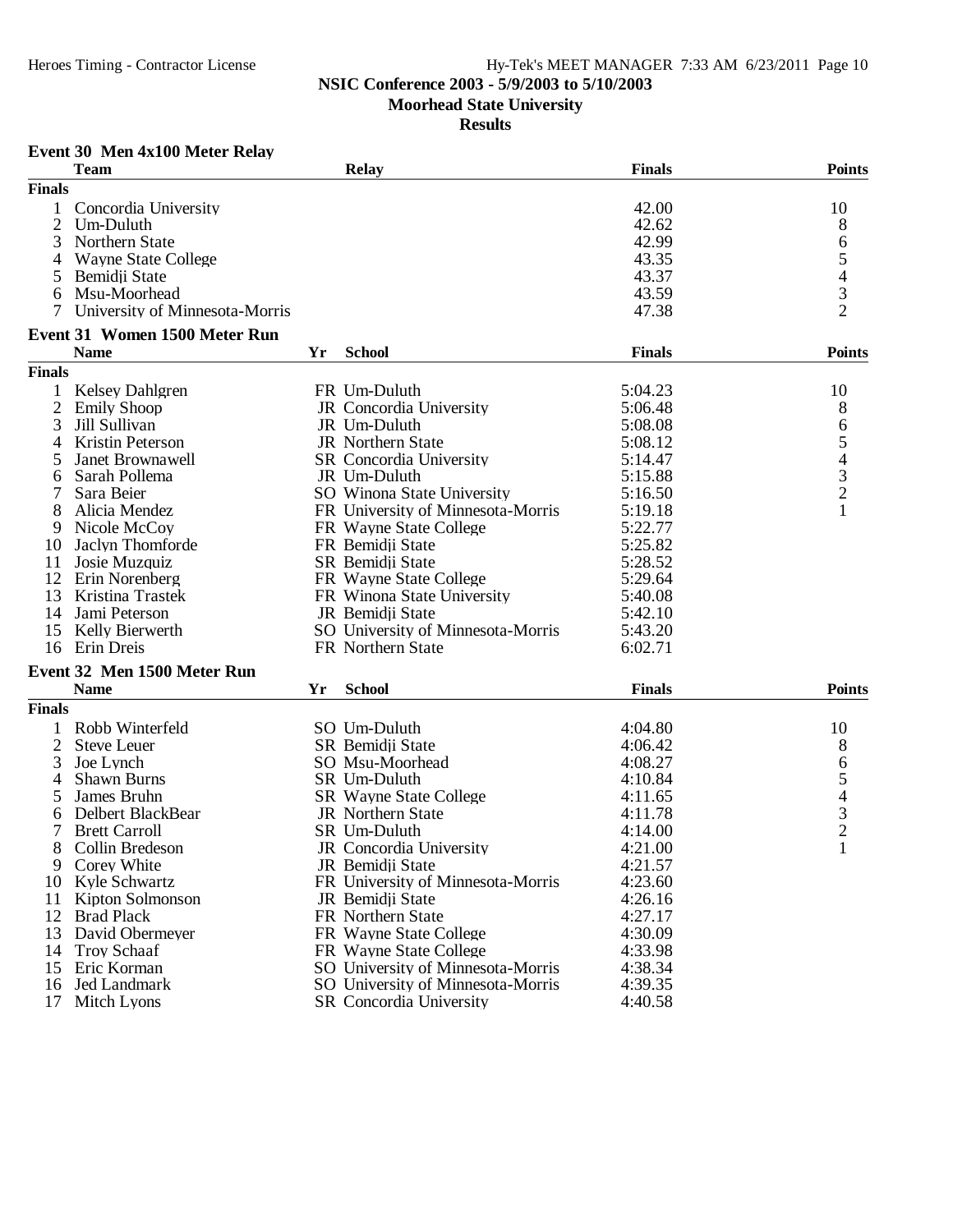**NSIC Conference 2003 - 5/9/2003 to 5/10/2003**

**Moorhead State University**

**Results**

### Event 30 Men 4x100 Meter Relay

| | Team | Relay | Finals | Points |
|---|---|---|---|---|
| **Finals** | | | | |
| 1 | Concordia University | | 42.00 | 10 |
| 2 | Um-Duluth | | 42.62 | 8 |
| 3 | Northern State | | 42.99 | 6 |
| 4 | Wayne State College | | 43.35 | 5 |
| 5 | Bemidji State | | 43.37 | 4 |
| 6 | Msu-Moorhead | | 43.59 | 3 |
| 7 | University of Minnesota-Morris | | 47.38 | 2 |

### Event 31 Women 1500 Meter Run

| | Name | Yr | School | Finals | Points |
|---|---|---|---|---|---|
| **Finals** | | | | | |
| 1 | Kelsey Dahlgren | FR | Um-Duluth | 5:04.23 | 10 |
| 2 | Emily Shoop | JR | Concordia University | 5:06.48 | 8 |
| 3 | Jill Sullivan | JR | Um-Duluth | 5:08.08 | 6 |
| 4 | Kristin Peterson | JR | Northern State | 5:08.12 | 5 |
| 5 | Janet Brownawell | SR | Concordia University | 5:14.47 | 4 |
| 6 | Sarah Pollema | JR | Um-Duluth | 5:15.88 | 3 |
| 7 | Sara Beier | SO | Winona State University | 5:16.50 | 2 |
| 8 | Alicia Mendez | FR | University of Minnesota-Morris | 5:19.18 | 1 |
| 9 | Nicole McCoy | FR | Wayne State College | 5:22.77 | |
| 10 | Jaclyn Thomforde | FR | Bemidji State | 5:25.82 | |
| 11 | Josie Muzquiz | SR | Bemidji State | 5:28.52 | |
| 12 | Erin Norenberg | FR | Wayne State College | 5:29.64 | |
| 13 | Kristina Trastek | FR | Winona State University | 5:40.08 | |
| 14 | Jami Peterson | JR | Bemidji State | 5:42.10 | |
| 15 | Kelly Bierwerth | SO | University of Minnesota-Morris | 5:43.20 | |
| 16 | Erin Dreis | FR | Northern State | 6:02.71 | |

### Event 32 Men 1500 Meter Run

| | Name | Yr | School | Finals | Points |
|---|---|---|---|---|---|
| **Finals** | | | | | |
| 1 | Robb Winterfeld | SO | Um-Duluth | 4:04.80 | 10 |
| 2 | Steve Leuer | SR | Bemidji State | 4:06.42 | 8 |
| 3 | Joe Lynch | SO | Msu-Moorhead | 4:08.27 | 6 |
| 4 | Shawn Burns | SR | Um-Duluth | 4:10.84 | 5 |
| 5 | James Bruhn | SR | Wayne State College | 4:11.65 | 4 |
| 6 | Delbert BlackBear | JR | Northern State | 4:11.78 | 3 |
| 7 | Brett Carroll | SR | Um-Duluth | 4:14.00 | 2 |
| 8 | Collin Bredeson | JR | Concordia University | 4:21.00 | 1 |
| 9 | Corey White | JR | Bemidji State | 4:21.57 | |
| 10 | Kyle Schwartz | FR | University of Minnesota-Morris | 4:23.60 | |
| 11 | Kipton Solmonson | JR | Bemidji State | 4:26.16 | |
| 12 | Brad Plack | FR | Northern State | 4:27.17 | |
| 13 | David Obermeyer | FR | Wayne State College | 4:30.09 | |
| 14 | Troy Schaaf | FR | Wayne State College | 4:33.98 | |
| 15 | Eric Korman | SO | University of Minnesota-Morris | 4:38.34 | |
| 16 | Jed Landmark | SO | University of Minnesota-Morris | 4:39.35 | |
| 17 | Mitch Lyons | SR | Concordia University | 4:40.58 | |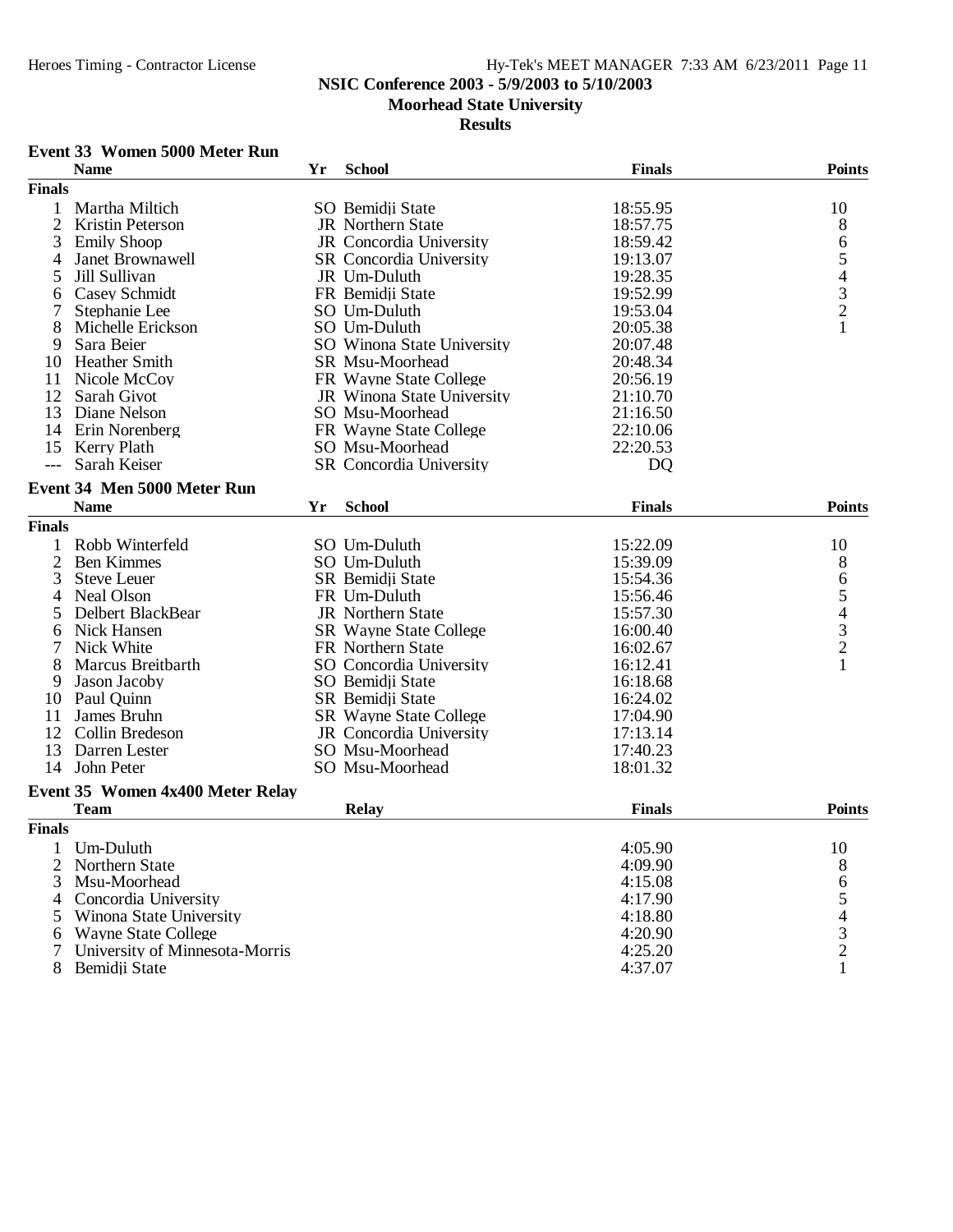## NSIC Conference 2003 - 5/9/2003 to 5/10/2003

### Moorhead State University

### Results

### Event 33 Women 5000 Meter Run

| | Name | Yr | School | Finals | Points |
|---|---|---|---|---|---|
| **Finals** | | | | | |
| 1 | Martha Miltich | SO | Bemidji State | 18:55.95 | 10 |
| 2 | Kristin Peterson | JR | Northern State | 18:57.75 | 8 |
| 3 | Emily Shoop | JR | Concordia University | 18:59.42 | 6 |
| 4 | Janet Brownawell | SR | Concordia University | 19:13.07 | 5 |
| 5 | Jill Sullivan | JR | Um-Duluth | 19:28.35 | 4 |
| 6 | Casey Schmidt | FR | Bemidji State | 19:52.99 | 3 |
| 7 | Stephanie Lee | SO | Um-Duluth | 19:53.04 | 2 |
| 8 | Michelle Erickson | SO | Um-Duluth | 20:05.38 | 1 |
| 9 | Sara Beier | SO | Winona State University | 20:07.48 | |
| 10 | Heather Smith | SR | Msu-Moorhead | 20:48.34 | |
| 11 | Nicole McCoy | FR | Wayne State College | 20:56.19 | |
| 12 | Sarah Givot | JR | Winona State University | 21:10.70 | |
| 13 | Diane Nelson | SO | Msu-Moorhead | 21:16.50 | |
| 14 | Erin Norenberg | FR | Wayne State College | 22:10.06 | |
| 15 | Kerry Plath | SO | Msu-Moorhead | 22:20.53 | |
| --- | Sarah Keiser | SR | Concordia University | DQ | |

### Event 34 Men 5000 Meter Run

| | Name | Yr | School | Finals | Points |
|---|---|---|---|---|---|
| **Finals** | | | | | |
| 1 | Robb Winterfeld | SO | Um-Duluth | 15:22.09 | 10 |
| 2 | Ben Kimmes | SO | Um-Duluth | 15:39.09 | 8 |
| 3 | Steve Leuer | SR | Bemidji State | 15:54.36 | 6 |
| 4 | Neal Olson | FR | Um-Duluth | 15:56.46 | 5 |
| 5 | Delbert BlackBear | JR | Northern State | 15:57.30 | 4 |
| 6 | Nick Hansen | SR | Wayne State College | 16:00.40 | 3 |
| 7 | Nick White | FR | Northern State | 16:02.67 | 2 |
| 8 | Marcus Breitbarth | SO | Concordia University | 16:12.41 | 1 |
| 9 | Jason Jacoby | SO | Bemidji State | 16:18.68 | |
| 10 | Paul Quinn | SR | Bemidji State | 16:24.02 | |
| 11 | James Bruhn | SR | Wayne State College | 17:04.90 | |
| 12 | Collin Bredeson | JR | Concordia University | 17:13.14 | |
| 13 | Darren Lester | SO | Msu-Moorhead | 17:40.23 | |
| 14 | John Peter | SO | Msu-Moorhead | 18:01.32 | |

### Event 35 Women 4x400 Meter Relay

| | Team | Relay | Finals | Points |
|---|---|---|---|---|
| **Finals** | | | | |
| 1 | Um-Duluth | | 4:05.90 | 10 |
| 2 | Northern State | | 4:09.90 | 8 |
| 3 | Msu-Moorhead | | 4:15.08 | 6 |
| 4 | Concordia University | | 4:17.90 | 5 |
| 5 | Winona State University | | 4:18.80 | 4 |
| 6 | Wayne State College | | 4:20.90 | 3 |
| 7 | University of Minnesota-Morris | | 4:25.20 | 2 |
| 8 | Bemidji State | | 4:37.07 | 1 |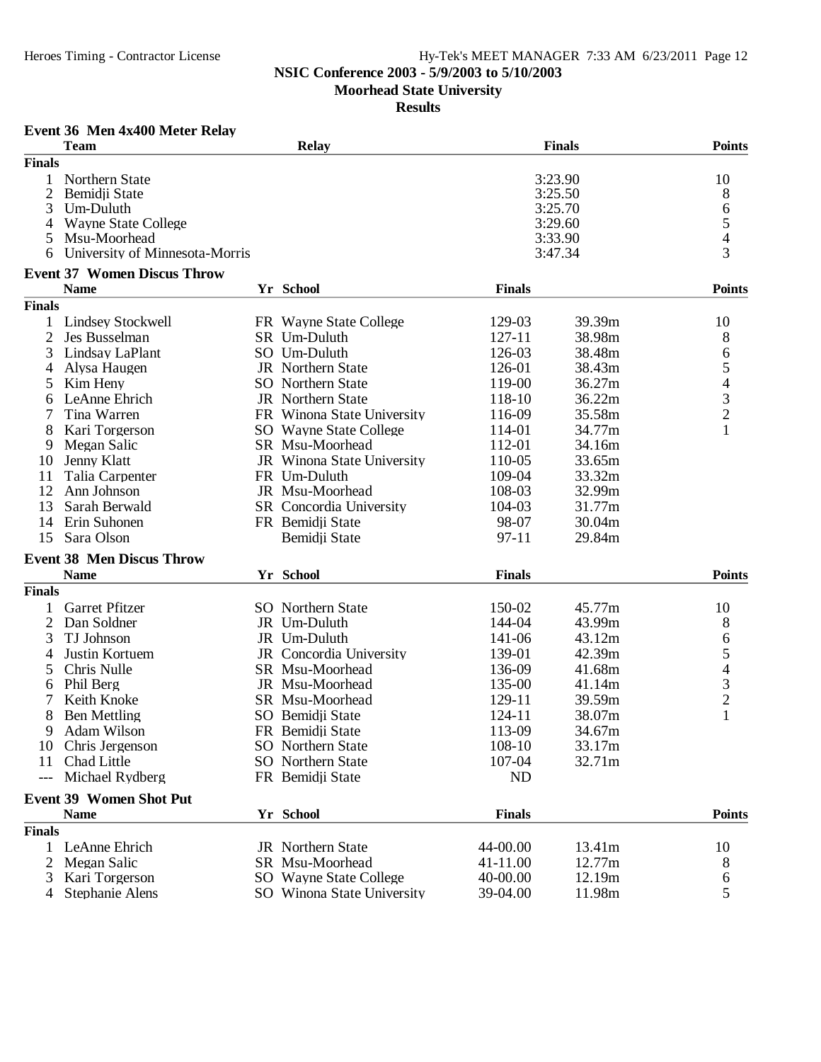**NSIC Conference 2003 - 5/9/2003 to 5/10/2003**

**Moorhead State University**

**Results**

### Event 36 Men 4x400 Meter Relay

| | Team | Relay | Finals | Points |
|---|---|---|---|---|
| **Finals** | | | | |
| 1 | Northern State | | 3:23.90 | 10 |
| 2 | Bemidji State | | 3:25.50 | 8 |
| 3 | Um-Duluth | | 3:25.70 | 6 |
| 4 | Wayne State College | | 3:29.60 | 5 |
| 5 | Msu-Moorhead | | 3:33.90 | 4 |
| 6 | University of Minnesota-Morris | | 3:47.34 | 3 |

### Event 37 Women Discus Throw

| | Name | Yr | School | Finals | | Points |
|---|---|---|---|---|---|---|
| **Finals** | | | | | | |
| 1 | Lindsey Stockwell | FR | Wayne State College | 129-03 | 39.39m | 10 |
| 2 | Jes Busselman | SR | Um-Duluth | 127-11 | 38.98m | 8 |
| 3 | Lindsay LaPlant | SO | Um-Duluth | 126-03 | 38.48m | 6 |
| 4 | Alysa Haugen | JR | Northern State | 126-01 | 38.43m | 5 |
| 5 | Kim Heny | SO | Northern State | 119-00 | 36.27m | 4 |
| 6 | LeAnne Ehrich | JR | Northern State | 118-10 | 36.22m | 3 |
| 7 | Tina Warren | FR | Winona State University | 116-09 | 35.58m | 2 |
| 8 | Kari Torgerson | SO | Wayne State College | 114-01 | 34.77m | 1 |
| 9 | Megan Salic | SR | Msu-Moorhead | 112-01 | 34.16m | |
| 10 | Jenny Klatt | JR | Winona State University | 110-05 | 33.65m | |
| 11 | Talia Carpenter | FR | Um-Duluth | 109-04 | 33.32m | |
| 12 | Ann Johnson | JR | Msu-Moorhead | 108-03 | 32.99m | |
| 13 | Sarah Berwald | SR | Concordia University | 104-03 | 31.77m | |
| 14 | Erin Suhonen | FR | Bemidji State | 98-07 | 30.04m | |
| 15 | Sara Olson | | Bemidji State | 97-11 | 29.84m | |

### Event 38 Men Discus Throw

| | Name | Yr | School | Finals | | Points |
|---|---|---|---|---|---|---|
| **Finals** | | | | | | |
| 1 | Garret Pfitzer | SO | Northern State | 150-02 | 45.77m | 10 |
| 2 | Dan Soldner | JR | Um-Duluth | 144-04 | 43.99m | 8 |
| 3 | TJ Johnson | JR | Um-Duluth | 141-06 | 43.12m | 6 |
| 4 | Justin Kortuem | JR | Concordia University | 139-01 | 42.39m | 5 |
| 5 | Chris Nulle | SR | Msu-Moorhead | 136-09 | 41.68m | 4 |
| 6 | Phil Berg | JR | Msu-Moorhead | 135-00 | 41.14m | 3 |
| 7 | Keith Knoke | SR | Msu-Moorhead | 129-11 | 39.59m | 2 |
| 8 | Ben Mettling | SO | Bemidji State | 124-11 | 38.07m | 1 |
| 9 | Adam Wilson | FR | Bemidji State | 113-09 | 34.67m | |
| 10 | Chris Jergenson | SO | Northern State | 108-10 | 33.17m | |
| 11 | Chad Little | SO | Northern State | 107-04 | 32.71m | |
| --- | Michael Rydberg | FR | Bemidji State | ND | | |

### Event 39 Women Shot Put

| | Name | Yr | School | Finals | | Points |
|---|---|---|---|---|---|---|
| **Finals** | | | | | | |
| 1 | LeAnne Ehrich | JR | Northern State | 44-00.00 | 13.41m | 10 |
| 2 | Megan Salic | SR | Msu-Moorhead | 41-11.00 | 12.77m | 8 |
| 3 | Kari Torgerson | SO | Wayne State College | 40-00.00 | 12.19m | 6 |
| 4 | Stephanie Alens | SO | Winona State University | 39-04.00 | 11.98m | 5 |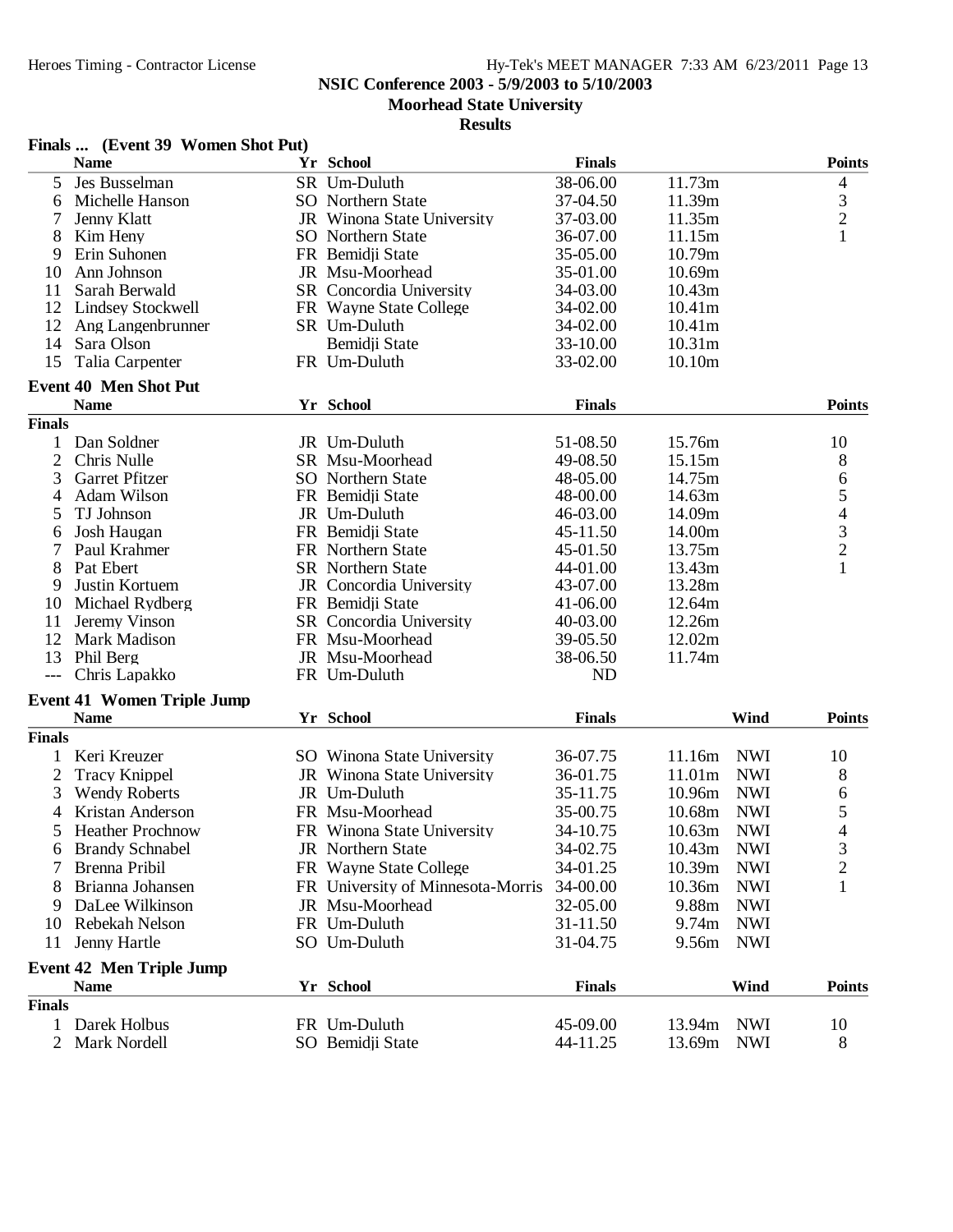## NSIC Conference 2003 - 5/9/2003 to 5/10/2003

### Moorhead State University

### Results

**Finals ... (Event 39 Women Shot Put)**

| | Name | Yr | School | Finals | | Points |
|---|---|---|---|---|---|---|
| 5 | Jes Busselman | SR | Um-Duluth | 38-06.00 | 11.73m | 4 |
| 6 | Michelle Hanson | SO | Northern State | 37-04.50 | 11.39m | 3 |
| 7 | Jenny Klatt | JR | Winona State University | 37-03.00 | 11.35m | 2 |
| 8 | Kim Heny | SO | Northern State | 36-07.00 | 11.15m | 1 |
| 9 | Erin Suhonen | FR | Bemidji State | 35-05.00 | 10.79m | |
| 10 | Ann Johnson | JR | Msu-Moorhead | 35-01.00 | 10.69m | |
| 11 | Sarah Berwald | SR | Concordia University | 34-03.00 | 10.43m | |
| 12 | Lindsey Stockwell | FR | Wayne State College | 34-02.00 | 10.41m | |
| 12 | Ang Langenbrunner | SR | Um-Duluth | 34-02.00 | 10.41m | |
| 14 | Sara Olson | | Bemidji State | 33-10.00 | 10.31m | |
| 15 | Talia Carpenter | FR | Um-Duluth | 33-02.00 | 10.10m | |

**Event 40 Men Shot Put**

| | Name | Yr | School | Finals | | Points |
|---|---|---|---|---|---|---|
| **Finals** | | | | | | |
| 1 | Dan Soldner | JR | Um-Duluth | 51-08.50 | 15.76m | 10 |
| 2 | Chris Nulle | SR | Msu-Moorhead | 49-08.50 | 15.15m | 8 |
| 3 | Garret Pfitzer | SO | Northern State | 48-05.00 | 14.75m | 6 |
| 4 | Adam Wilson | FR | Bemidji State | 48-00.00 | 14.63m | 5 |
| 5 | TJ Johnson | JR | Um-Duluth | 46-03.00 | 14.09m | 4 |
| 6 | Josh Haugan | FR | Bemidji State | 45-11.50 | 14.00m | 3 |
| 7 | Paul Krahmer | FR | Northern State | 45-01.50 | 13.75m | 2 |
| 8 | Pat Ebert | SR | Northern State | 44-01.00 | 13.43m | 1 |
| 9 | Justin Kortuem | JR | Concordia University | 43-07.00 | 13.28m | |
| 10 | Michael Rydberg | FR | Bemidji State | 41-06.00 | 12.64m | |
| 11 | Jeremy Vinson | SR | Concordia University | 40-03.00 | 12.26m | |
| 12 | Mark Madison | FR | Msu-Moorhead | 39-05.50 | 12.02m | |
| 13 | Phil Berg | JR | Msu-Moorhead | 38-06.50 | 11.74m | |
| --- | Chris Lapakko | FR | Um-Duluth | ND | | |

**Event 41 Women Triple Jump**

| | Name | Yr | School | Finals | | Wind | Points |
|---|---|---|---|---|---|---|---|
| **Finals** | | | | | | | |
| 1 | Keri Kreuzer | SO | Winona State University | 36-07.75 | 11.16m | NWI | 10 |
| 2 | Tracy Knippel | JR | Winona State University | 36-01.75 | 11.01m | NWI | 8 |
| 3 | Wendy Roberts | JR | Um-Duluth | 35-11.75 | 10.96m | NWI | 6 |
| 4 | Kristan Anderson | FR | Msu-Moorhead | 35-00.75 | 10.68m | NWI | 5 |
| 5 | Heather Prochnow | FR | Winona State University | 34-10.75 | 10.63m | NWI | 4 |
| 6 | Brandy Schnabel | JR | Northern State | 34-02.75 | 10.43m | NWI | 3 |
| 7 | Brenna Pribil | FR | Wayne State College | 34-01.25 | 10.39m | NWI | 2 |
| 8 | Brianna Johansen | FR | University of Minnesota-Morris | 34-00.00 | 10.36m | NWI | 1 |
| 9 | DaLee Wilkinson | JR | Msu-Moorhead | 32-05.00 | 9.88m | NWI | |
| 10 | Rebekah Nelson | FR | Um-Duluth | 31-11.50 | 9.74m | NWI | |
| 11 | Jenny Hartle | SO | Um-Duluth | 31-04.75 | 9.56m | NWI | |

**Event 42 Men Triple Jump**

| | Name | Yr | School | Finals | | Wind | Points |
|---|---|---|---|---|---|---|---|
| **Finals** | | | | | | | |
| 1 | Darek Holbus | FR | Um-Duluth | 45-09.00 | 13.94m | NWI | 10 |
| 2 | Mark Nordell | SO | Bemidji State | 44-11.25 | 13.69m | NWI | 8 |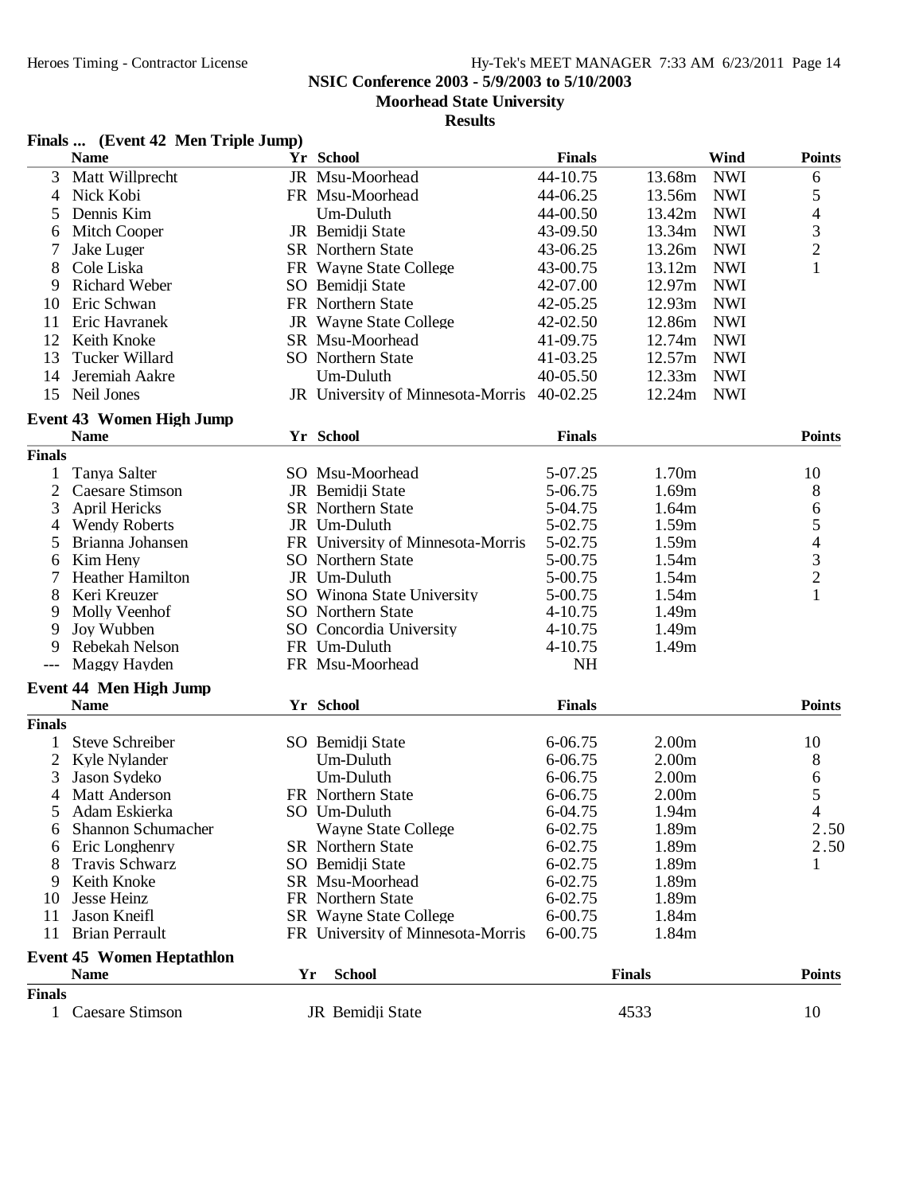## NSIC Conference 2003 - 5/9/2003 to 5/10/2003

### Moorhead State University

### Results

**Finals ... (Event 42 Men Triple Jump)**

| | Name | Yr | School | Finals | | Wind | Points |
|---|---|---|---|---|---|---|---|
| 3 | Matt Willprecht | JR | Msu-Moorhead | 44-10.75 | 13.68m | NWI | 6 |
| 4 | Nick Kobi | FR | Msu-Moorhead | 44-06.25 | 13.56m | NWI | 5 |
| 5 | Dennis Kim | | Um-Duluth | 44-00.50 | 13.42m | NWI | 4 |
| 6 | Mitch Cooper | JR | Bemidji State | 43-09.50 | 13.34m | NWI | 3 |
| 7 | Jake Luger | SR | Northern State | 43-06.25 | 13.26m | NWI | 2 |
| 8 | Cole Liska | FR | Wayne State College | 43-00.75 | 13.12m | NWI | 1 |
| 9 | Richard Weber | SO | Bemidji State | 42-07.00 | 12.97m | NWI | |
| 10 | Eric Schwan | FR | Northern State | 42-05.25 | 12.93m | NWI | |
| 11 | Eric Havranek | JR | Wayne State College | 42-02.50 | 12.86m | NWI | |
| 12 | Keith Knoke | SR | Msu-Moorhead | 41-09.75 | 12.74m | NWI | |
| 13 | Tucker Willard | SO | Northern State | 41-03.25 | 12.57m | NWI | |
| 14 | Jeremiah Aakre | | Um-Duluth | 40-05.50 | 12.33m | NWI | |
| 15 | Neil Jones | JR | University of Minnesota-Morris | 40-02.25 | 12.24m | NWI | |

**Event 43 Women High Jump**

| | Name | Yr | School | Finals | | Points |
|---|---|---|---|---|---|---|
| **Finals** | | | | | | |
| 1 | Tanya Salter | SO | Msu-Moorhead | 5-07.25 | 1.70m | 10 |
| 2 | Caesare Stimson | JR | Bemidji State | 5-06.75 | 1.69m | 8 |
| 3 | April Hericks | SR | Northern State | 5-04.75 | 1.64m | 6 |
| 4 | Wendy Roberts | JR | Um-Duluth | 5-02.75 | 1.59m | 5 |
| 5 | Brianna Johansen | FR | University of Minnesota-Morris | 5-02.75 | 1.59m | 4 |
| 6 | Kim Heny | SO | Northern State | 5-00.75 | 1.54m | 3 |
| 7 | Heather Hamilton | JR | Um-Duluth | 5-00.75 | 1.54m | 2 |
| 8 | Keri Kreuzer | SO | Winona State University | 5-00.75 | 1.54m | 1 |
| 9 | Molly Veenhof | SO | Northern State | 4-10.75 | 1.49m | |
| 9 | Joy Wubben | SO | Concordia University | 4-10.75 | 1.49m | |
| 9 | Rebekah Nelson | FR | Um-Duluth | 4-10.75 | 1.49m | |
| --- | Maggy Hayden | FR | Msu-Moorhead | NH | | |

**Event 44 Men High Jump**

| | Name | Yr | School | Finals | | Points |
|---|---|---|---|---|---|---|
| **Finals** | | | | | | |
| 1 | Steve Schreiber | SO | Bemidji State | 6-06.75 | 2.00m | 10 |
| 2 | Kyle Nylander | | Um-Duluth | 6-06.75 | 2.00m | 8 |
| 3 | Jason Sydeko | | Um-Duluth | 6-06.75 | 2.00m | 6 |
| 4 | Matt Anderson | FR | Northern State | 6-06.75 | 2.00m | 5 |
| 5 | Adam Eskierka | SO | Um-Duluth | 6-04.75 | 1.94m | 4 |
| 6 | Shannon Schumacher | | Wayne State College | 6-02.75 | 1.89m | 2.50 |
| 6 | Eric Longhenry | SR | Northern State | 6-02.75 | 1.89m | 2.50 |
| 8 | Travis Schwarz | SO | Bemidji State | 6-02.75 | 1.89m | 1 |
| 9 | Keith Knoke | SR | Msu-Moorhead | 6-02.75 | 1.89m | |
| 10 | Jesse Heinz | FR | Northern State | 6-02.75 | 1.89m | |
| 11 | Jason Kneifl | SR | Wayne State College | 6-00.75 | 1.84m | |
| 11 | Brian Perrault | FR | University of Minnesota-Morris | 6-00.75 | 1.84m | |

**Event 45 Women Heptathlon**

| | Name | Yr | School | Finals | Points |
|---|---|---|---|---|---|
| **Finals** | | | | | |
| 1 | Caesare Stimson | JR | Bemidji State | 4533 | 10 |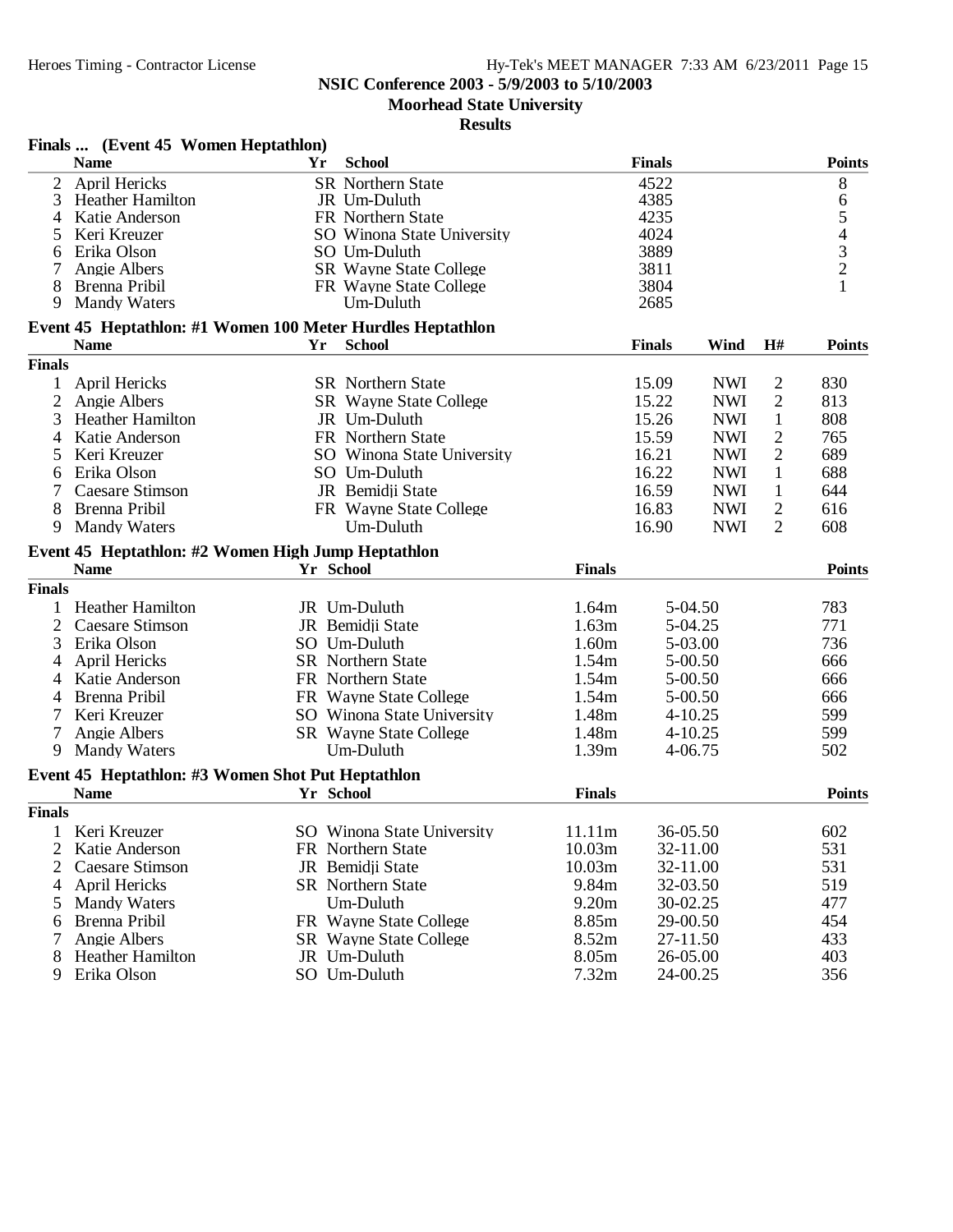NSIC Conference 2003 - 5/9/2003 to 5/10/2003

Moorhead State University

Results

## Finals ... (Event 45 Women Heptathlon)

| | Name | Yr | School | Finals | Points |
|---|---|---|---|---|---|
| 2 | April Hericks | SR | Northern State | 4522 | 8 |
| 3 | Heather Hamilton | JR | Um-Duluth | 4385 | 6 |
| 4 | Katie Anderson | FR | Northern State | 4235 | 5 |
| 5 | Keri Kreuzer | SO | Winona State University | 4024 | 4 |
| 6 | Erika Olson | SO | Um-Duluth | 3889 | 3 |
| 7 | Angie Albers | SR | Wayne State College | 3811 | 2 |
| 8 | Brenna Pribil | FR | Wayne State College | 3804 | 1 |
| 9 | Mandy Waters | | Um-Duluth | 2685 | |

## Event 45 Heptathlon: #1 Women 100 Meter Hurdles Heptathlon

| | Name | Yr | School | Finals | Wind | H# | Points |
|---|---|---|---|---|---|---|---|
| **Finals** | | | | | | | |
| 1 | April Hericks | SR | Northern State | 15.09 | NWI | 2 | 830 |
| 2 | Angie Albers | SR | Wayne State College | 15.22 | NWI | 2 | 813 |
| 3 | Heather Hamilton | JR | Um-Duluth | 15.26 | NWI | 1 | 808 |
| 4 | Katie Anderson | FR | Northern State | 15.59 | NWI | 2 | 765 |
| 5 | Keri Kreuzer | SO | Winona State University | 16.21 | NWI | 2 | 689 |
| 6 | Erika Olson | SO | Um-Duluth | 16.22 | NWI | 1 | 688 |
| 7 | Caesare Stimson | JR | Bemidji State | 16.59 | NWI | 1 | 644 |
| 8 | Brenna Pribil | FR | Wayne State College | 16.83 | NWI | 2 | 616 |
| 9 | Mandy Waters | | Um-Duluth | 16.90 | NWI | 2 | 608 |

## Event 45 Heptathlon: #2 Women High Jump Heptathlon

| | Name | Yr | School | Finals | | Points |
|---|---|---|---|---|---|---|
| **Finals** | | | | | | |
| 1 | Heather Hamilton | JR | Um-Duluth | 1.64m | 5-04.50 | 783 |
| 2 | Caesare Stimson | JR | Bemidji State | 1.63m | 5-04.25 | 771 |
| 3 | Erika Olson | SO | Um-Duluth | 1.60m | 5-03.00 | 736 |
| 4 | April Hericks | SR | Northern State | 1.54m | 5-00.50 | 666 |
| 4 | Katie Anderson | FR | Northern State | 1.54m | 5-00.50 | 666 |
| 4 | Brenna Pribil | FR | Wayne State College | 1.54m | 5-00.50 | 666 |
| 7 | Keri Kreuzer | SO | Winona State University | 1.48m | 4-10.25 | 599 |
| 7 | Angie Albers | SR | Wayne State College | 1.48m | 4-10.25 | 599 |
| 9 | Mandy Waters | | Um-Duluth | 1.39m | 4-06.75 | 502 |

## Event 45 Heptathlon: #3 Women Shot Put Heptathlon

| | Name | Yr | School | Finals | | Points |
|---|---|---|---|---|---|---|
| **Finals** | | | | | | |
| 1 | Keri Kreuzer | SO | Winona State University | 11.11m | 36-05.50 | 602 |
| 2 | Katie Anderson | FR | Northern State | 10.03m | 32-11.00 | 531 |
| 2 | Caesare Stimson | JR | Bemidji State | 10.03m | 32-11.00 | 531 |
| 4 | April Hericks | SR | Northern State | 9.84m | 32-03.50 | 519 |
| 5 | Mandy Waters | | Um-Duluth | 9.20m | 30-02.25 | 477 |
| 6 | Brenna Pribil | FR | Wayne State College | 8.85m | 29-00.50 | 454 |
| 7 | Angie Albers | SR | Wayne State College | 8.52m | 27-11.50 | 433 |
| 8 | Heather Hamilton | JR | Um-Duluth | 8.05m | 26-05.00 | 403 |
| 9 | Erika Olson | SO | Um-Duluth | 7.32m | 24-00.25 | 356 |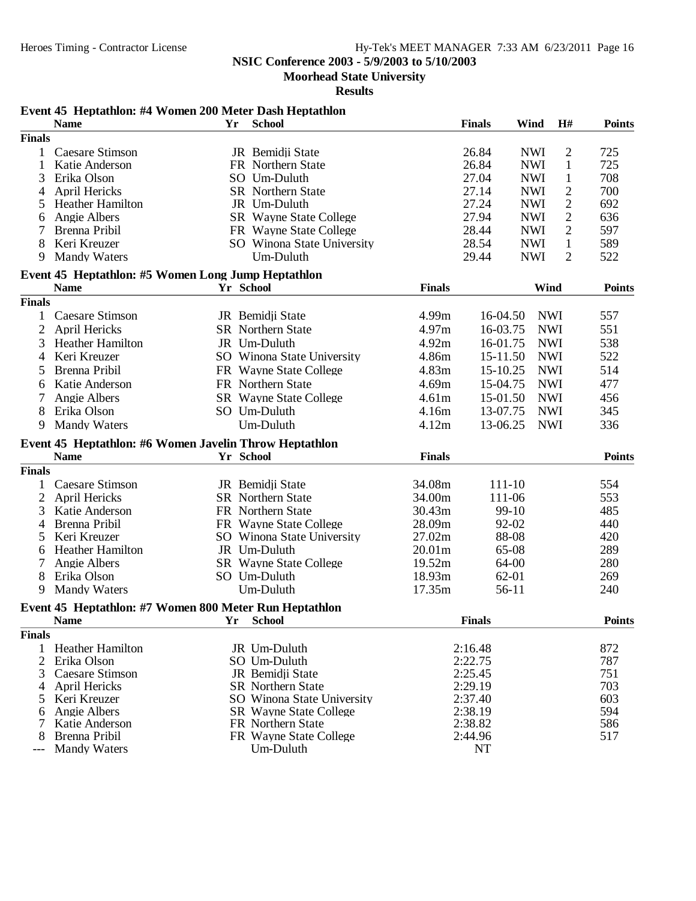## NSIC Conference 2003 - 5/9/2003 to 5/10/2003

**Moorhead State University**

**Results**

### Event 45 Heptathlon: #4 Women 200 Meter Dash Heptathlon

| | Name | Yr | School | Finals | Wind | H# | Points |
|---|---|---|---|---|---|---|---|
| **Finals** | | | | | | | |
| 1 | Caesare Stimson | JR | Bemidji State | 26.84 | NWI | 2 | 725 |
| 1 | Katie Anderson | FR | Northern State | 26.84 | NWI | 1 | 725 |
| 3 | Erika Olson | SO | Um-Duluth | 27.04 | NWI | 1 | 708 |
| 4 | April Hericks | SR | Northern State | 27.14 | NWI | 2 | 700 |
| 5 | Heather Hamilton | JR | Um-Duluth | 27.24 | NWI | 2 | 692 |
| 6 | Angie Albers | SR | Wayne State College | 27.94 | NWI | 2 | 636 |
| 7 | Brenna Pribil | FR | Wayne State College | 28.44 | NWI | 2 | 597 |
| 8 | Keri Kreuzer | SO | Winona State University | 28.54 | NWI | 1 | 589 |
| 9 | Mandy Waters | | Um-Duluth | 29.44 | NWI | 2 | 522 |

### Event 45 Heptathlon: #5 Women Long Jump Heptathlon

| | Name | Yr | School | Finals | | Wind | Points |
|---|---|---|---|---|---|---|---|
| **Finals** | | | | | | | |
| 1 | Caesare Stimson | JR | Bemidji State | 4.99m | 16-04.50 | NWI | 557 |
| 2 | April Hericks | SR | Northern State | 4.97m | 16-03.75 | NWI | 551 |
| 3 | Heather Hamilton | JR | Um-Duluth | 4.92m | 16-01.75 | NWI | 538 |
| 4 | Keri Kreuzer | SO | Winona State University | 4.86m | 15-11.50 | NWI | 522 |
| 5 | Brenna Pribil | FR | Wayne State College | 4.83m | 15-10.25 | NWI | 514 |
| 6 | Katie Anderson | FR | Northern State | 4.69m | 15-04.75 | NWI | 477 |
| 7 | Angie Albers | SR | Wayne State College | 4.61m | 15-01.50 | NWI | 456 |
| 8 | Erika Olson | SO | Um-Duluth | 4.16m | 13-07.75 | NWI | 345 |
| 9 | Mandy Waters | | Um-Duluth | 4.12m | 13-06.25 | NWI | 336 |

### Event 45 Heptathlon: #6 Women Javelin Throw Heptathlon

| | Name | Yr | School | Finals | | Points |
|---|---|---|---|---|---|---|
| **Finals** | | | | | | |
| 1 | Caesare Stimson | JR | Bemidji State | 34.08m | 111-10 | 554 |
| 2 | April Hericks | SR | Northern State | 34.00m | 111-06 | 553 |
| 3 | Katie Anderson | FR | Northern State | 30.43m | 99-10 | 485 |
| 4 | Brenna Pribil | FR | Wayne State College | 28.09m | 92-02 | 440 |
| 5 | Keri Kreuzer | SO | Winona State University | 27.02m | 88-08 | 420 |
| 6 | Heather Hamilton | JR | Um-Duluth | 20.01m | 65-08 | 289 |
| 7 | Angie Albers | SR | Wayne State College | 19.52m | 64-00 | 280 |
| 8 | Erika Olson | SO | Um-Duluth | 18.93m | 62-01 | 269 |
| 9 | Mandy Waters | | Um-Duluth | 17.35m | 56-11 | 240 |

### Event 45 Heptathlon: #7 Women 800 Meter Run Heptathlon

| | Name | Yr | School | Finals | Points |
|---|---|---|---|---|---|
| **Finals** | | | | | |
| 1 | Heather Hamilton | JR | Um-Duluth | 2:16.48 | 872 |
| 2 | Erika Olson | SO | Um-Duluth | 2:22.75 | 787 |
| 3 | Caesare Stimson | JR | Bemidji State | 2:25.45 | 751 |
| 4 | April Hericks | SR | Northern State | 2:29.19 | 703 |
| 5 | Keri Kreuzer | SO | Winona State University | 2:37.40 | 603 |
| 6 | Angie Albers | SR | Wayne State College | 2:38.19 | 594 |
| 7 | Katie Anderson | FR | Northern State | 2:38.82 | 586 |
| 8 | Brenna Pribil | FR | Wayne State College | 2:44.96 | 517 |
| --- | Mandy Waters | | Um-Duluth | NT | |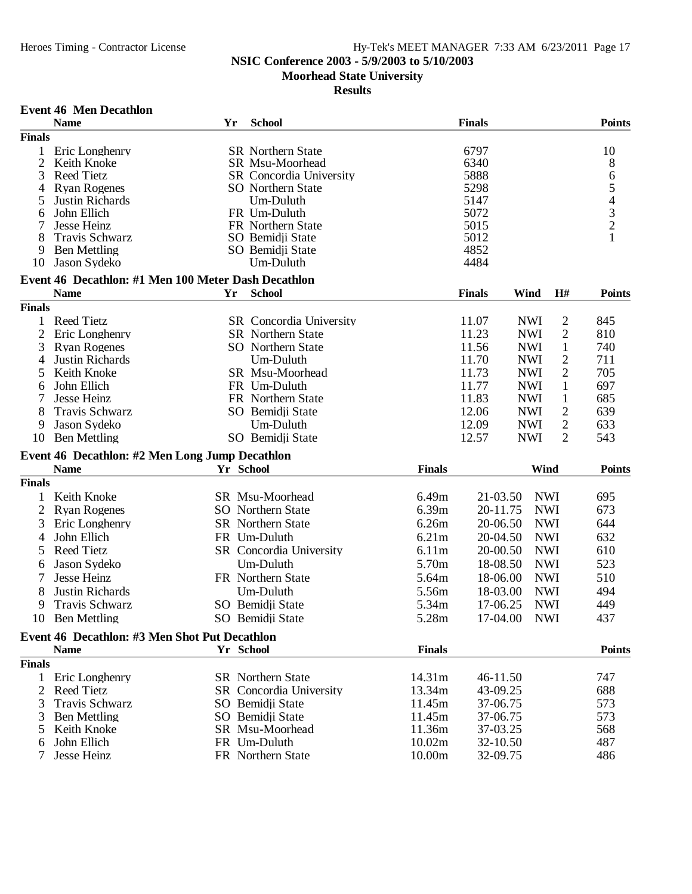**NSIC Conference 2003 - 5/9/2003 to 5/10/2003**

**Moorhead State University**

**Results**

### Event 46 Men Decathlon

| | Name | Yr | School | Finals | Points |
|---|---|---|---|---|---|
| **Finals** | | | | | |
| 1 | Eric Longhenry | SR | Northern State | 6797 | 10 |
| 2 | Keith Knoke | SR | Msu-Moorhead | 6340 | 8 |
| 3 | Reed Tietz | SR | Concordia University | 5888 | 6 |
| 4 | Ryan Rogenes | SO | Northern State | 5298 | 5 |
| 5 | Justin Richards | | Um-Duluth | 5147 | 4 |
| 6 | John Ellich | FR | Um-Duluth | 5072 | 3 |
| 7 | Jesse Heinz | FR | Northern State | 5015 | 2 |
| 8 | Travis Schwarz | SO | Bemidji State | 5012 | 1 |
| 9 | Ben Mettling | SO | Bemidji State | 4852 | |
| 10 | Jason Sydeko | | Um-Duluth | 4484 | |

### Event 46 Decathlon: #1 Men 100 Meter Dash Decathlon

| | Name | Yr | School | Finals | Wind | H# | Points |
|---|---|---|---|---|---|---|---|
| **Finals** | | | | | | | |
| 1 | Reed Tietz | SR | Concordia University | 11.07 | NWI | 2 | 845 |
| 2 | Eric Longhenry | SR | Northern State | 11.23 | NWI | 2 | 810 |
| 3 | Ryan Rogenes | SO | Northern State | 11.56 | NWI | 1 | 740 |
| 4 | Justin Richards | | Um-Duluth | 11.70 | NWI | 2 | 711 |
| 5 | Keith Knoke | SR | Msu-Moorhead | 11.73 | NWI | 2 | 705 |
| 6 | John Ellich | FR | Um-Duluth | 11.77 | NWI | 1 | 697 |
| 7 | Jesse Heinz | FR | Northern State | 11.83 | NWI | 1 | 685 |
| 8 | Travis Schwarz | SO | Bemidji State | 12.06 | NWI | 2 | 639 |
| 9 | Jason Sydeko | | Um-Duluth | 12.09 | NWI | 2 | 633 |
| 10 | Ben Mettling | SO | Bemidji State | 12.57 | NWI | 2 | 543 |

### Event 46 Decathlon: #2 Men Long Jump Decathlon

| | Name | Yr | School | Finals | | Wind | Points |
|---|---|---|---|---|---|---|---|
| **Finals** | | | | | | | |
| 1 | Keith Knoke | SR | Msu-Moorhead | 6.49m | 21-03.50 | NWI | 695 |
| 2 | Ryan Rogenes | SO | Northern State | 6.39m | 20-11.75 | NWI | 673 |
| 3 | Eric Longhenry | SR | Northern State | 6.26m | 20-06.50 | NWI | 644 |
| 4 | John Ellich | FR | Um-Duluth | 6.21m | 20-04.50 | NWI | 632 |
| 5 | Reed Tietz | SR | Concordia University | 6.11m | 20-00.50 | NWI | 610 |
| 6 | Jason Sydeko | | Um-Duluth | 5.70m | 18-08.50 | NWI | 523 |
| 7 | Jesse Heinz | FR | Northern State | 5.64m | 18-06.00 | NWI | 510 |
| 8 | Justin Richards | | Um-Duluth | 5.56m | 18-03.00 | NWI | 494 |
| 9 | Travis Schwarz | SO | Bemidji State | 5.34m | 17-06.25 | NWI | 449 |
| 10 | Ben Mettling | SO | Bemidji State | 5.28m | 17-04.00 | NWI | 437 |

### Event 46 Decathlon: #3 Men Shot Put Decathlon

| | Name | Yr | School | Finals | | Points |
|---|---|---|---|---|---|---|
| **Finals** | | | | | | |
| 1 | Eric Longhenry | SR | Northern State | 14.31m | 46-11.50 | 747 |
| 2 | Reed Tietz | SR | Concordia University | 13.34m | 43-09.25 | 688 |
| 3 | Travis Schwarz | SO | Bemidji State | 11.45m | 37-06.75 | 573 |
| 3 | Ben Mettling | SO | Bemidji State | 11.45m | 37-06.75 | 573 |
| 5 | Keith Knoke | SR | Msu-Moorhead | 11.36m | 37-03.25 | 568 |
| 6 | John Ellich | FR | Um-Duluth | 10.02m | 32-10.50 | 487 |
| 7 | Jesse Heinz | FR | Northern State | 10.00m | 32-09.75 | 486 |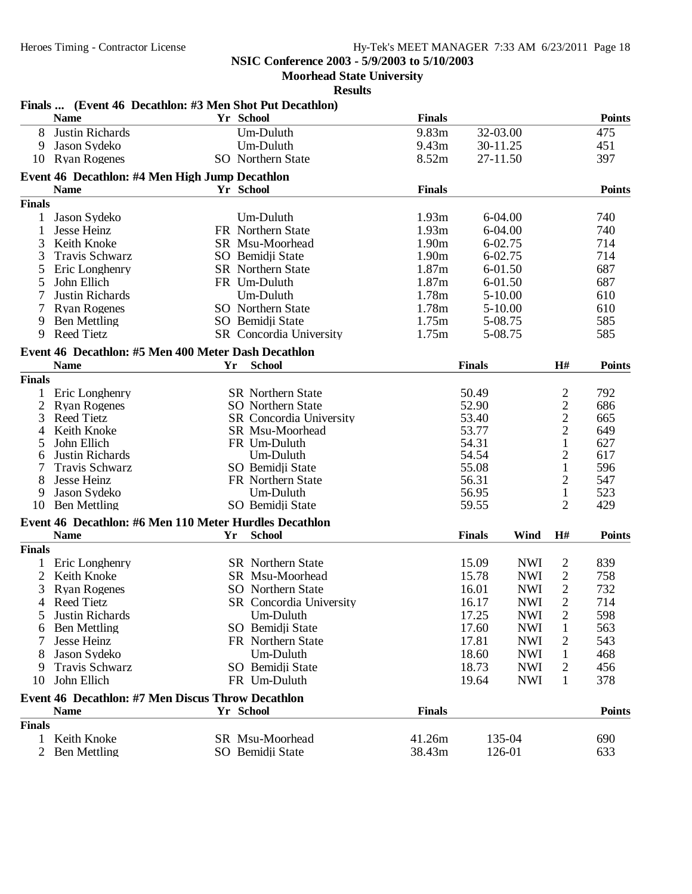NSIC Conference 2003 - 5/9/2003 to 5/10/2003

Moorhead State University

Results

### Finals ... (Event 46 Decathlon: #3 Men Shot Put Decathlon)

| | Name | Yr | School | Finals | | Points |
|---|---|---|---|---|---|---|
| 8 | Justin Richards | | Um-Duluth | 9.83m | 32-03.00 | 475 |
| 9 | Jason Sydeko | | Um-Duluth | 9.43m | 30-11.25 | 451 |
| 10 | Ryan Rogenes | SO | Northern State | 8.52m | 27-11.50 | 397 |

### Event 46 Decathlon: #4 Men High Jump Decathlon

| | Name | Yr | School | Finals | | Points |
|---|---|---|---|---|---|---|
| **Finals** | | | | | | |
| 1 | Jason Sydeko | | Um-Duluth | 1.93m | 6-04.00 | 740 |
| 1 | Jesse Heinz | FR | Northern State | 1.93m | 6-04.00 | 740 |
| 3 | Keith Knoke | SR | Msu-Moorhead | 1.90m | 6-02.75 | 714 |
| 3 | Travis Schwarz | SO | Bemidji State | 1.90m | 6-02.75 | 714 |
| 5 | Eric Longhenry | SR | Northern State | 1.87m | 6-01.50 | 687 |
| 5 | John Ellich | FR | Um-Duluth | 1.87m | 6-01.50 | 687 |
| 7 | Justin Richards | | Um-Duluth | 1.78m | 5-10.00 | 610 |
| 7 | Ryan Rogenes | SO | Northern State | 1.78m | 5-10.00 | 610 |
| 9 | Ben Mettling | SO | Bemidji State | 1.75m | 5-08.75 | 585 |
| 9 | Reed Tietz | SR | Concordia University | 1.75m | 5-08.75 | 585 |

### Event 46 Decathlon: #5 Men 400 Meter Dash Decathlon

| | Name | Yr | School | Finals | H# | Points |
|---|---|---|---|---|---|---|
| **Finals** | | | | | | |
| 1 | Eric Longhenry | SR | Northern State | 50.49 | 2 | 792 |
| 2 | Ryan Rogenes | SO | Northern State | 52.90 | 2 | 686 |
| 3 | Reed Tietz | SR | Concordia University | 53.40 | 2 | 665 |
| 4 | Keith Knoke | SR | Msu-Moorhead | 53.77 | 2 | 649 |
| 5 | John Ellich | FR | Um-Duluth | 54.31 | 1 | 627 |
| 6 | Justin Richards | | Um-Duluth | 54.54 | 2 | 617 |
| 7 | Travis Schwarz | SO | Bemidji State | 55.08 | 1 | 596 |
| 8 | Jesse Heinz | FR | Northern State | 56.31 | 2 | 547 |
| 9 | Jason Sydeko | | Um-Duluth | 56.95 | 1 | 523 |
| 10 | Ben Mettling | SO | Bemidji State | 59.55 | 2 | 429 |

### Event 46 Decathlon: #6 Men 110 Meter Hurdles Decathlon

| | Name | Yr | School | Finals | Wind | H# | Points |
|---|---|---|---|---|---|---|---|
| **Finals** | | | | | | | |
| 1 | Eric Longhenry | SR | Northern State | 15.09 | NWI | 2 | 839 |
| 2 | Keith Knoke | SR | Msu-Moorhead | 15.78 | NWI | 2 | 758 |
| 3 | Ryan Rogenes | SO | Northern State | 16.01 | NWI | 2 | 732 |
| 4 | Reed Tietz | SR | Concordia University | 16.17 | NWI | 2 | 714 |
| 5 | Justin Richards | | Um-Duluth | 17.25 | NWI | 2 | 598 |
| 6 | Ben Mettling | SO | Bemidji State | 17.60 | NWI | 1 | 563 |
| 7 | Jesse Heinz | FR | Northern State | 17.81 | NWI | 2 | 543 |
| 8 | Jason Sydeko | | Um-Duluth | 18.60 | NWI | 1 | 468 |
| 9 | Travis Schwarz | SO | Bemidji State | 18.73 | NWI | 2 | 456 |
| 10 | John Ellich | FR | Um-Duluth | 19.64 | NWI | 1 | 378 |

### Event 46 Decathlon: #7 Men Discus Throw Decathlon

| | Name | Yr | School | Finals | | Points |
|---|---|---|---|---|---|---|
| **Finals** | | | | | | |
| 1 | Keith Knoke | SR | Msu-Moorhead | 41.26m | 135-04 | 690 |
| 2 | Ben Mettling | SO | Bemidji State | 38.43m | 126-01 | 633 |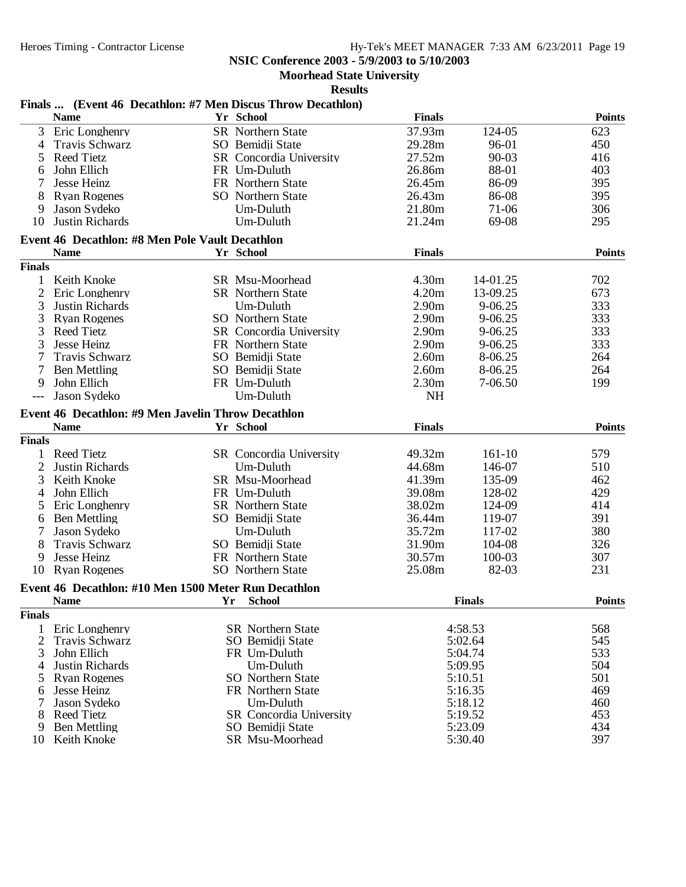**NSIC Conference 2003 - 5/9/2003 to 5/10/2003**

**Moorhead State University**

**Results**

### Finals ... (Event 46 Decathlon: #7 Men Discus Throw Decathlon)

| | Name | Yr | School | Finals | | Points |
|---|---|---|---|---|---|---|
| 3 | Eric Longhenry | SR | Northern State | 37.93m | 124-05 | 623 |
| 4 | Travis Schwarz | SO | Bemidji State | 29.28m | 96-01 | 450 |
| 5 | Reed Tietz | SR | Concordia University | 27.52m | 90-03 | 416 |
| 6 | John Ellich | FR | Um-Duluth | 26.86m | 88-01 | 403 |
| 7 | Jesse Heinz | FR | Northern State | 26.45m | 86-09 | 395 |
| 8 | Ryan Rogenes | SO | Northern State | 26.43m | 86-08 | 395 |
| 9 | Jason Sydeko | | Um-Duluth | 21.80m | 71-06 | 306 |
| 10 | Justin Richards | | Um-Duluth | 21.24m | 69-08 | 295 |

### Event 46 Decathlon: #8 Men Pole Vault Decathlon

| | Name | Yr | School | Finals | | Points |
|---|---|---|---|---|---|---|
| **Finals** | | | | | | |
| 1 | Keith Knoke | SR | Msu-Moorhead | 4.30m | 14-01.25 | 702 |
| 2 | Eric Longhenry | SR | Northern State | 4.20m | 13-09.25 | 673 |
| 3 | Justin Richards | | Um-Duluth | 2.90m | 9-06.25 | 333 |
| 3 | Ryan Rogenes | SO | Northern State | 2.90m | 9-06.25 | 333 |
| 3 | Reed Tietz | SR | Concordia University | 2.90m | 9-06.25 | 333 |
| 3 | Jesse Heinz | FR | Northern State | 2.90m | 9-06.25 | 333 |
| 7 | Travis Schwarz | SO | Bemidji State | 2.60m | 8-06.25 | 264 |
| 7 | Ben Mettling | SO | Bemidji State | 2.60m | 8-06.25 | 264 |
| 9 | John Ellich | FR | Um-Duluth | 2.30m | 7-06.50 | 199 |
| --- | Jason Sydeko | | Um-Duluth | NH | | |

### Event 46 Decathlon: #9 Men Javelin Throw Decathlon

| | Name | Yr | School | Finals | | Points |
|---|---|---|---|---|---|---|
| **Finals** | | | | | | |
| 1 | Reed Tietz | SR | Concordia University | 49.32m | 161-10 | 579 |
| 2 | Justin Richards | | Um-Duluth | 44.68m | 146-07 | 510 |
| 3 | Keith Knoke | SR | Msu-Moorhead | 41.39m | 135-09 | 462 |
| 4 | John Ellich | FR | Um-Duluth | 39.08m | 128-02 | 429 |
| 5 | Eric Longhenry | SR | Northern State | 38.02m | 124-09 | 414 |
| 6 | Ben Mettling | SO | Bemidji State | 36.44m | 119-07 | 391 |
| 7 | Jason Sydeko | | Um-Duluth | 35.72m | 117-02 | 380 |
| 8 | Travis Schwarz | SO | Bemidji State | 31.90m | 104-08 | 326 |
| 9 | Jesse Heinz | FR | Northern State | 30.57m | 100-03 | 307 |
| 10 | Ryan Rogenes | SO | Northern State | 25.08m | 82-03 | 231 |

### Event 46 Decathlon: #10 Men 1500 Meter Run Decathlon

| | Name | Yr | School | Finals | Points |
|---|---|---|---|---|---|
| **Finals** | | | | | |
| 1 | Eric Longhenry | SR | Northern State | 4:58.53 | 568 |
| 2 | Travis Schwarz | SO | Bemidji State | 5:02.64 | 545 |
| 3 | John Ellich | FR | Um-Duluth | 5:04.74 | 533 |
| 4 | Justin Richards | | Um-Duluth | 5:09.95 | 504 |
| 5 | Ryan Rogenes | SO | Northern State | 5:10.51 | 501 |
| 6 | Jesse Heinz | FR | Northern State | 5:16.35 | 469 |
| 7 | Jason Sydeko | | Um-Duluth | 5:18.12 | 460 |
| 8 | Reed Tietz | SR | Concordia University | 5:19.52 | 453 |
| 9 | Ben Mettling | SO | Bemidji State | 5:23.09 | 434 |
| 10 | Keith Knoke | SR | Msu-Moorhead | 5:30.40 | 397 |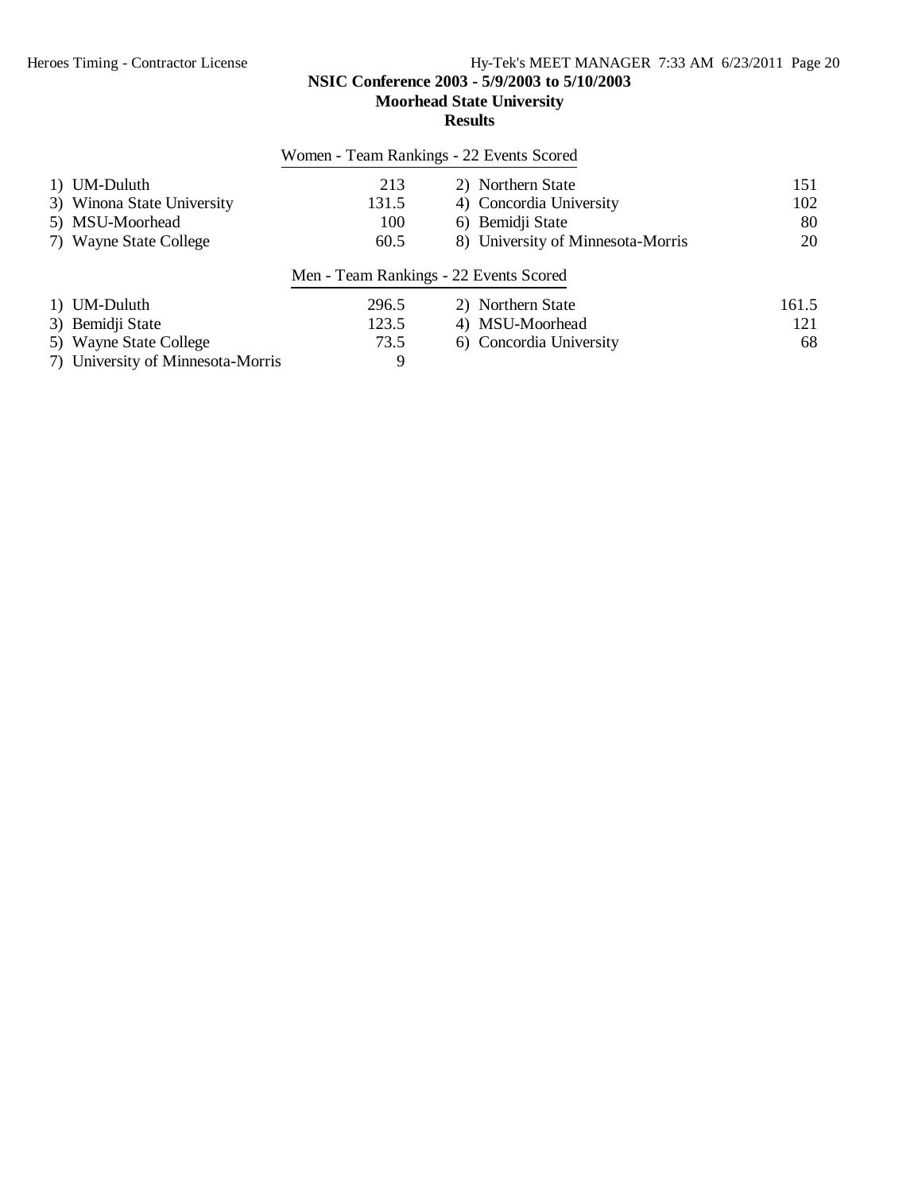**NSIC Conference 2003 - 5/9/2003 to 5/10/2003**
**Moorhead State University**
**Results**

### Women - Team Rankings - 22 Events Scored

| | | | |
|---|---|---|---|
| 1) UM-Duluth | 213 | 2) Northern State | 151 |
| 3) Winona State University | 131.5 | 4) Concordia University | 102 |
| 5) MSU-Moorhead | 100 | 6) Bemidji State | 80 |
| 7) Wayne State College | 60.5 | 8) University of Minnesota-Morris | 20 |

### Men - Team Rankings - 22 Events Scored

| | | | |
|---|---|---|---|
| 1) UM-Duluth | 296.5 | 2) Northern State | 161.5 |
| 3) Bemidji State | 123.5 | 4) MSU-Moorhead | 121 |
| 5) Wayne State College | 73.5 | 6) Concordia University | 68 |
| 7) University of Minnesota-Morris | 9 | | |